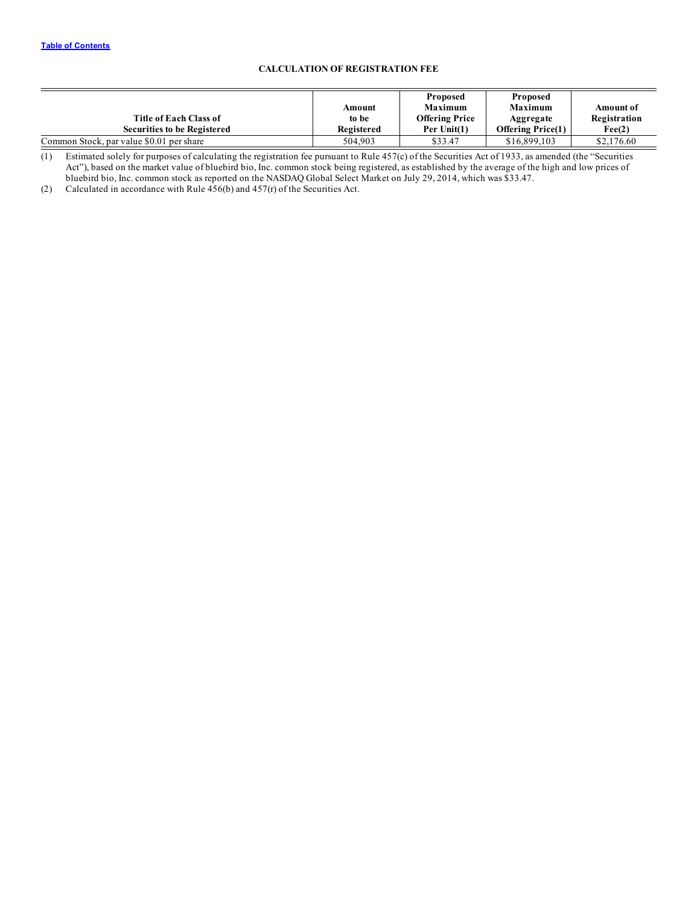[Table of Contents]

**CALCULATION OF REGISTRATION FEE**

| Title of Each Class of Securities to be Registered | Amount to be Registered | Proposed Maximum Offering Price Per Unit(1) | Proposed Maximum Aggregate Offering Price(1) | Amount of Registration Fee(2) |
|---|---|---|---|---|
| Common Stock, par value $0.01 per share | 504,903 | $33.47 | $16,899,103 | $2,176.60 |

(1) Estimated solely for purposes of calculating the registration fee pursuant to Rule 457(c) of the Securities Act of 1933, as amended (the "Securities Act"), based on the market value of bluebird bio, Inc. common stock being registered, as established by the average of the high and low prices of bluebird bio, Inc. common stock as reported on the NASDAQ Global Select Market on July 29, 2014, which was $33.47.

(2) Calculated in accordance with Rule 456(b) and 457(r) of the Securities Act.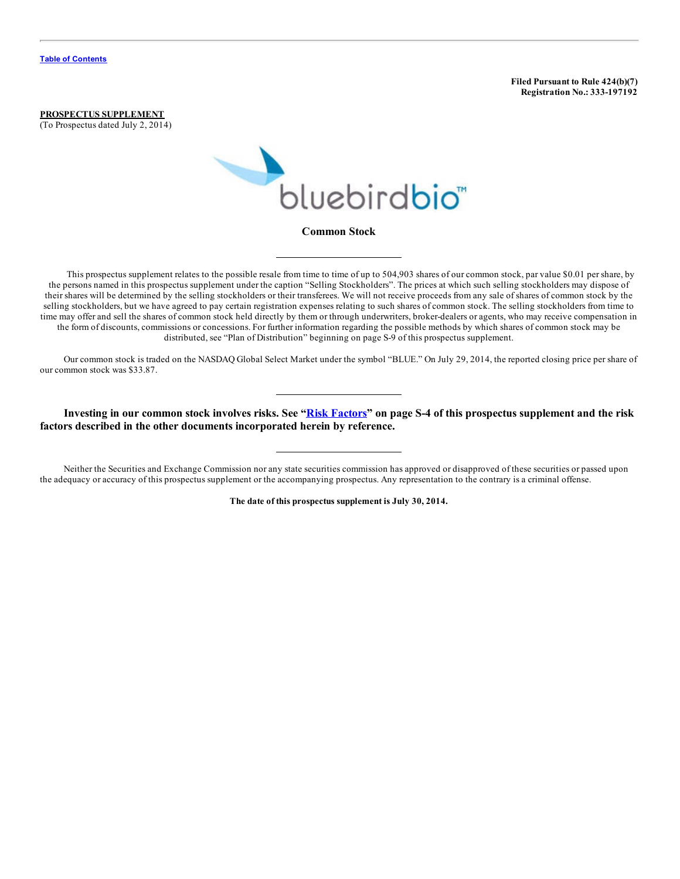[Table of Contents](#)

**Filed Pursuant to Rule 424(b)(7)**
**Registration No.: 333-197192**

**PROSPECTUS SUPPLEMENT**
(To Prospectus dated July 2, 2014)

bluebirdbio™

**Common Stock**

---

This prospectus supplement relates to the possible resale from time to time of up to 504,903 shares of our common stock, par value $0.01 per share, by the persons named in this prospectus supplement under the caption "Selling Stockholders". The prices at which such selling stockholders may dispose of their shares will be determined by the selling stockholders or their transferees. We will not receive proceeds from any sale of shares of common stock by the selling stockholders, but we have agreed to pay certain registration expenses relating to such shares of common stock. The selling stockholders from time to time may offer and sell the shares of common stock held directly by them or through underwriters, broker-dealers or agents, who may receive compensation in the form of discounts, commissions or concessions. For further information regarding the possible methods by which shares of common stock may be distributed, see "Plan of Distribution" beginning on page S-9 of this prospectus supplement.

Our common stock is traded on the NASDAQ Global Select Market under the symbol "BLUE." On July 29, 2014, the reported closing price per share of our common stock was $33.87.

---

**Investing in our common stock involves risks. See "Risk Factors" on page S-4 of this prospectus supplement and the risk factors described in the other documents incorporated herein by reference.**

---

Neither the Securities and Exchange Commission nor any state securities commission has approved or disapproved of these securities or passed upon the adequacy or accuracy of this prospectus supplement or the accompanying prospectus. Any representation to the contrary is a criminal offense.

**The date of this prospectus supplement is July 30, 2014.**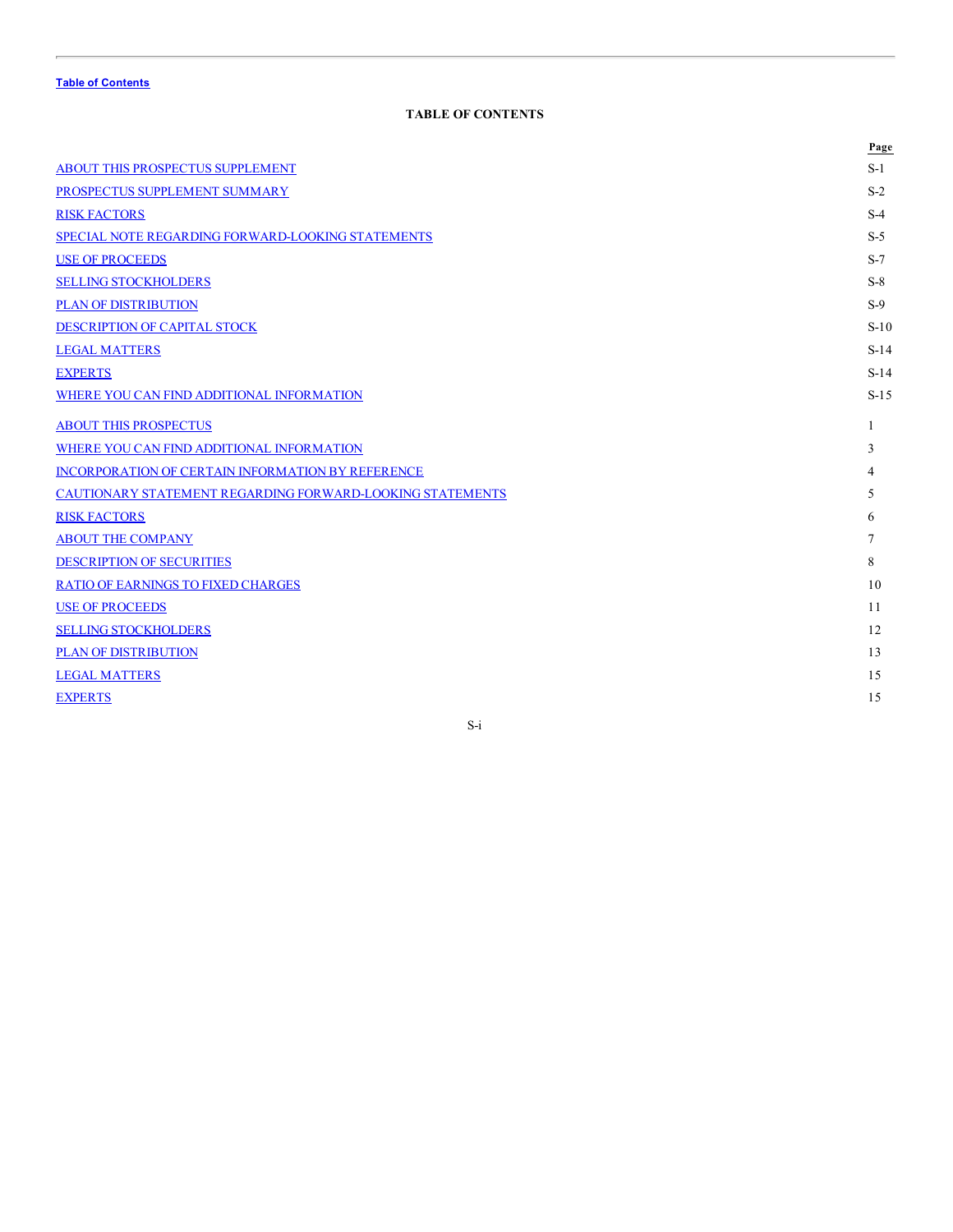Table of Contents

## TABLE OF CONTENTS

| | Page |
|---|---|
| ABOUT THIS PROSPECTUS SUPPLEMENT | S-1 |
| PROSPECTUS SUPPLEMENT SUMMARY | S-2 |
| RISK FACTORS | S-4 |
| SPECIAL NOTE REGARDING FORWARD-LOOKING STATEMENTS | S-5 |
| USE OF PROCEEDS | S-7 |
| SELLING STOCKHOLDERS | S-8 |
| PLAN OF DISTRIBUTION | S-9 |
| DESCRIPTION OF CAPITAL STOCK | S-10 |
| LEGAL MATTERS | S-14 |
| EXPERTS | S-14 |
| WHERE YOU CAN FIND ADDITIONAL INFORMATION | S-15 |
| ABOUT THIS PROSPECTUS | 1 |
| WHERE YOU CAN FIND ADDITIONAL INFORMATION | 3 |
| INCORPORATION OF CERTAIN INFORMATION BY REFERENCE | 4 |
| CAUTIONARY STATEMENT REGARDING FORWARD-LOOKING STATEMENTS | 5 |
| RISK FACTORS | 6 |
| ABOUT THE COMPANY | 7 |
| DESCRIPTION OF SECURITIES | 8 |
| RATIO OF EARNINGS TO FIXED CHARGES | 10 |
| USE OF PROCEEDS | 11 |
| SELLING STOCKHOLDERS | 12 |
| PLAN OF DISTRIBUTION | 13 |
| LEGAL MATTERS | 15 |
| EXPERTS | 15 |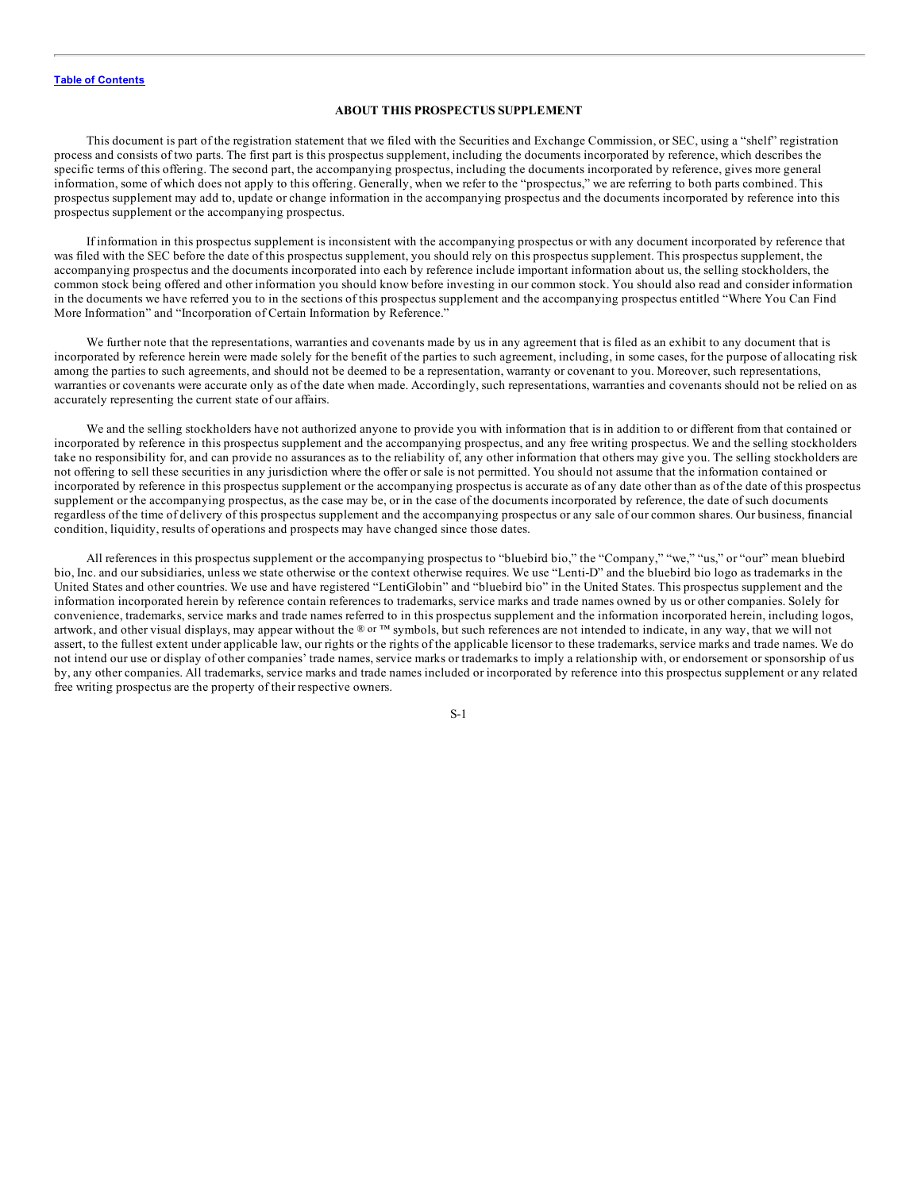## ABOUT THIS PROSPECTUS SUPPLEMENT

This document is part of the registration statement that we filed with the Securities and Exchange Commission, or SEC, using a "shelf" registration process and consists of two parts. The first part is this prospectus supplement, including the documents incorporated by reference, which describes the specific terms of this offering. The second part, the accompanying prospectus, including the documents incorporated by reference, gives more general information, some of which does not apply to this offering. Generally, when we refer to the "prospectus," we are referring to both parts combined. This prospectus supplement may add to, update or change information in the accompanying prospectus and the documents incorporated by reference into this prospectus supplement or the accompanying prospectus.

If information in this prospectus supplement is inconsistent with the accompanying prospectus or with any document incorporated by reference that was filed with the SEC before the date of this prospectus supplement, you should rely on this prospectus supplement. This prospectus supplement, the accompanying prospectus and the documents incorporated into each by reference include important information about us, the selling stockholders, the common stock being offered and other information you should know before investing in our common stock. You should also read and consider information in the documents we have referred you to in the sections of this prospectus supplement and the accompanying prospectus entitled "Where You Can Find More Information" and "Incorporation of Certain Information by Reference."

We further note that the representations, warranties and covenants made by us in any agreement that is filed as an exhibit to any document that is incorporated by reference herein were made solely for the benefit of the parties to such agreement, including, in some cases, for the purpose of allocating risk among the parties to such agreements, and should not be deemed to be a representation, warranty or covenant to you. Moreover, such representations, warranties or covenants were accurate only as of the date when made. Accordingly, such representations, warranties and covenants should not be relied on as accurately representing the current state of our affairs.

We and the selling stockholders have not authorized anyone to provide you with information that is in addition to or different from that contained or incorporated by reference in this prospectus supplement and the accompanying prospectus, and any free writing prospectus. We and the selling stockholders take no responsibility for, and can provide no assurances as to the reliability of, any other information that others may give you. The selling stockholders are not offering to sell these securities in any jurisdiction where the offer or sale is not permitted. You should not assume that the information contained or incorporated by reference in this prospectus supplement or the accompanying prospectus is accurate as of any date other than as of the date of this prospectus supplement or the accompanying prospectus, as the case may be, or in the case of the documents incorporated by reference, the date of such documents regardless of the time of delivery of this prospectus supplement and the accompanying prospectus or any sale of our common shares. Our business, financial condition, liquidity, results of operations and prospects may have changed since those dates.

All references in this prospectus supplement or the accompanying prospectus to "bluebird bio," the "Company," "we," "us," or "our" mean bluebird bio, Inc. and our subsidiaries, unless we state otherwise or the context otherwise requires. We use "Lenti-D" and the bluebird bio logo as trademarks in the United States and other countries. We use and have registered "LentiGlobin" and "bluebird bio" in the United States. This prospectus supplement and the information incorporated herein by reference contain references to trademarks, service marks and trade names owned by us or other companies. Solely for convenience, trademarks, service marks and trade names referred to in this prospectus supplement and the information incorporated herein, including logos, artwork, and other visual displays, may appear without the ® or ™ symbols, but such references are not intended to indicate, in any way, that we will not assert, to the fullest extent under applicable law, our rights or the rights of the applicable licensor to these trademarks, service marks and trade names. We do not intend our use or display of other companies' trade names, service marks or trademarks to imply a relationship with, or endorsement or sponsorship of us by, any other companies. All trademarks, service marks and trade names included or incorporated by reference into this prospectus supplement or any related free writing prospectus are the property of their respective owners.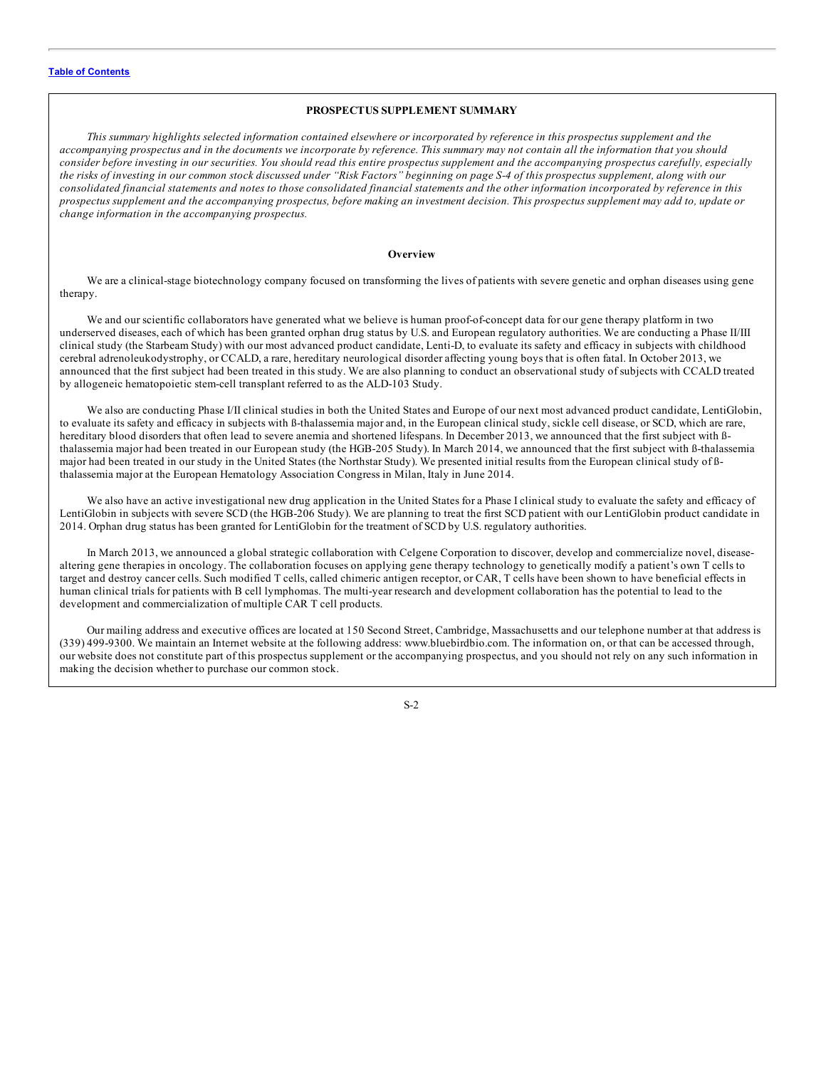## PROSPECTUS SUPPLEMENT SUMMARY

*This summary highlights selected information contained elsewhere or incorporated by reference in this prospectus supplement and the accompanying prospectus and in the documents we incorporate by reference. This summary may not contain all the information that you should consider before investing in our securities. You should read this entire prospectus supplement and the accompanying prospectus carefully, especially the risks of investing in our common stock discussed under "Risk Factors" beginning on page S-4 of this prospectus supplement, along with our consolidated financial statements and notes to those consolidated financial statements and the other information incorporated by reference in this prospectus supplement and the accompanying prospectus, before making an investment decision. This prospectus supplement may add to, update or change information in the accompanying prospectus.*

### Overview

We are a clinical-stage biotechnology company focused on transforming the lives of patients with severe genetic and orphan diseases using gene therapy.

We and our scientific collaborators have generated what we believe is human proof-of-concept data for our gene therapy platform in two underserved diseases, each of which has been granted orphan drug status by U.S. and European regulatory authorities. We are conducting a Phase II/III clinical study (the Starbeam Study) with our most advanced product candidate, Lenti-D, to evaluate its safety and efficacy in subjects with childhood cerebral adrenoleukodystrophy, or CCALD, a rare, hereditary neurological disorder affecting young boys that is often fatal. In October 2013, we announced that the first subject had been treated in this study. We are also planning to conduct an observational study of subjects with CCALD treated by allogeneic hematopoietic stem-cell transplant referred to as the ALD-103 Study.

We also are conducting Phase I/II clinical studies in both the United States and Europe of our next most advanced product candidate, LentiGlobin, to evaluate its safety and efficacy in subjects with ß-thalassemia major and, in the European clinical study, sickle cell disease, or SCD, which are rare, hereditary blood disorders that often lead to severe anemia and shortened lifespans. In December 2013, we announced that the first subject with ß-thalassemia major had been treated in our European study (the HGB-205 Study). In March 2014, we announced that the first subject with ß-thalassemia major had been treated in our study in the United States (the Northstar Study). We presented initial results from the European clinical study of ß-thalassemia major at the European Hematology Association Congress in Milan, Italy in June 2014.

We also have an active investigational new drug application in the United States for a Phase I clinical study to evaluate the safety and efficacy of LentiGlobin in subjects with severe SCD (the HGB-206 Study). We are planning to treat the first SCD patient with our LentiGlobin product candidate in 2014. Orphan drug status has been granted for LentiGlobin for the treatment of SCD by U.S. regulatory authorities.

In March 2013, we announced a global strategic collaboration with Celgene Corporation to discover, develop and commercialize novel, disease-altering gene therapies in oncology. The collaboration focuses on applying gene therapy technology to genetically modify a patient's own T cells to target and destroy cancer cells. Such modified T cells, called chimeric antigen receptor, or CAR, T cells have been shown to have beneficial effects in human clinical trials for patients with B cell lymphomas. The multi-year research and development collaboration has the potential to lead to the development and commercialization of multiple CAR T cell products.

Our mailing address and executive offices are located at 150 Second Street, Cambridge, Massachusetts and our telephone number at that address is (339) 499-9300. We maintain an Internet website at the following address: www.bluebirdbio.com. The information on, or that can be accessed through, our website does not constitute part of this prospectus supplement or the accompanying prospectus, and you should not rely on any such information in making the decision whether to purchase our common stock.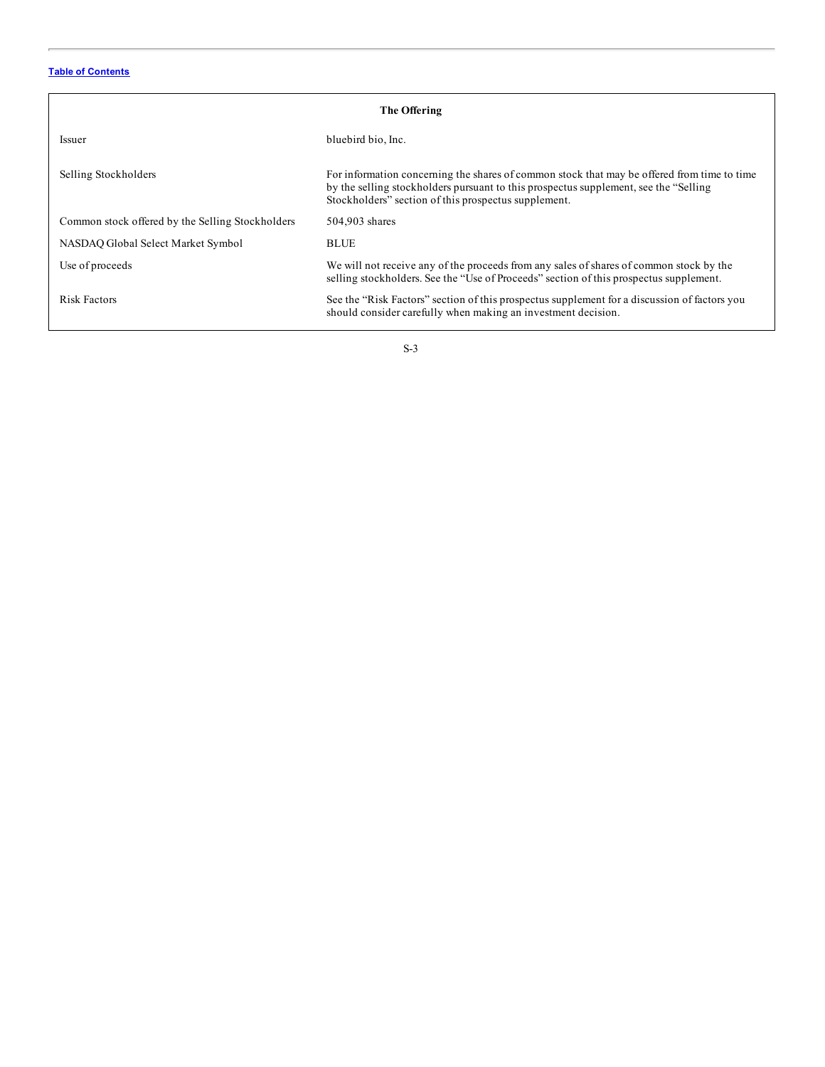[Table of Contents](#)

## The Offering

| | |
|---|---|
| Issuer | bluebird bio, Inc. |
| Selling Stockholders | For information concerning the shares of common stock that may be offered from time to time by the selling stockholders pursuant to this prospectus supplement, see the "Selling Stockholders" section of this prospectus supplement. |
| Common stock offered by the Selling Stockholders | 504,903 shares |
| NASDAQ Global Select Market Symbol | BLUE |
| Use of proceeds | We will not receive any of the proceeds from any sales of shares of common stock by the selling stockholders. See the "Use of Proceeds" section of this prospectus supplement. |
| Risk Factors | See the "Risk Factors" section of this prospectus supplement for a discussion of factors you should consider carefully when making an investment decision. |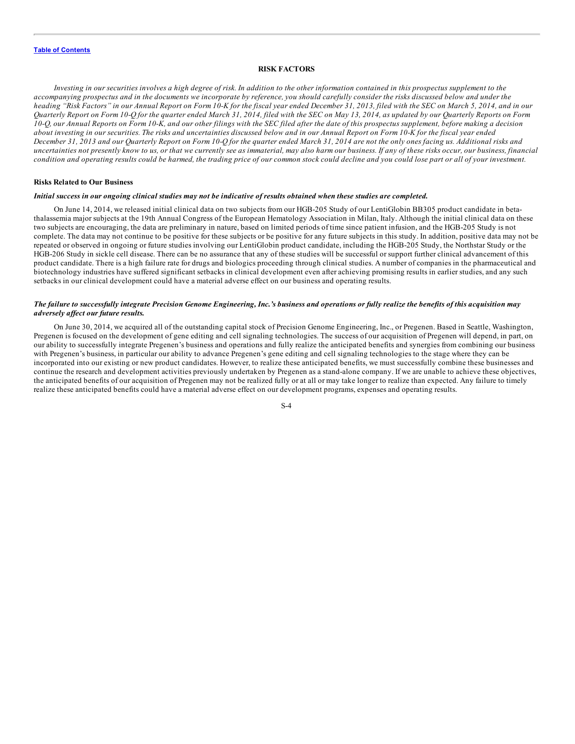## RISK FACTORS

*Investing in our securities involves a high degree of risk. In addition to the other information contained in this prospectus supplement to the accompanying prospectus and in the documents we incorporate by reference, you should carefully consider the risks discussed below and under the heading "Risk Factors" in our Annual Report on Form 10-K for the fiscal year ended December 31, 2013, filed with the SEC on March 5, 2014, and in our Quarterly Report on Form 10-Q for the quarter ended March 31, 2014, filed with the SEC on May 13, 2014, as updated by our Quarterly Reports on Form 10-Q, our Annual Reports on Form 10-K, and our other filings with the SEC filed after the date of this prospectus supplement, before making a decision about investing in our securities. The risks and uncertainties discussed below and in our Annual Report on Form 10-K for the fiscal year ended December 31, 2013 and our Quarterly Report on Form 10-Q for the quarter ended March 31, 2014 are not the only ones facing us. Additional risks and uncertainties not presently know to us, or that we currently see as immaterial, may also harm our business. If any of these risks occur, our business, financial condition and operating results could be harmed, the trading price of our common stock could decline and you could lose part or all of your investment.*

### Risks Related to Our Business

***Initial success in our ongoing clinical studies may not be indicative of results obtained when these studies are completed.***

On June 14, 2014, we released initial clinical data on two subjects from our HGB-205 Study of our LentiGlobin BB305 product candidate in beta-thalassemia major subjects at the 19th Annual Congress of the European Hematology Association in Milan, Italy. Although the initial clinical data on these two subjects are encouraging, the data are preliminary in nature, based on limited periods of time since patient infusion, and the HGB-205 Study is not complete. The data may not continue to be positive for these subjects or be positive for any future subjects in this study. In addition, positive data may not be repeated or observed in ongoing or future studies involving our LentiGlobin product candidate, including the HGB-205 Study, the Northstar Study or the HGB-206 Study in sickle cell disease. There can be no assurance that any of these studies will be successful or support further clinical advancement of this product candidate. There is a high failure rate for drugs and biologics proceeding through clinical studies. A number of companies in the pharmaceutical and biotechnology industries have suffered significant setbacks in clinical development even after achieving promising results in earlier studies, and any such setbacks in our clinical development could have a material adverse effect on our business and operating results.

***The failure to successfully integrate Precision Genome Engineering, Inc.'s business and operations or fully realize the benefits of this acquisition may adversely affect our future results.***

On June 30, 2014, we acquired all of the outstanding capital stock of Precision Genome Engineering, Inc., or Pregenen. Based in Seattle, Washington, Pregenen is focused on the development of gene editing and cell signaling technologies. The success of our acquisition of Pregenen will depend, in part, on our ability to successfully integrate Pregenen's business and operations and fully realize the anticipated benefits and synergies from combining our business with Pregenen's business, in particular our ability to advance Pregenen's gene editing and cell signaling technologies to the stage where they can be incorporated into our existing or new product candidates. However, to realize these anticipated benefits, we must successfully combine these businesses and continue the research and development activities previously undertaken by Pregenen as a stand-alone company. If we are unable to achieve these objectives, the anticipated benefits of our acquisition of Pregenen may not be realized fully or at all or may take longer to realize than expected. Any failure to timely realize these anticipated benefits could have a material adverse effect on our development programs, expenses and operating results.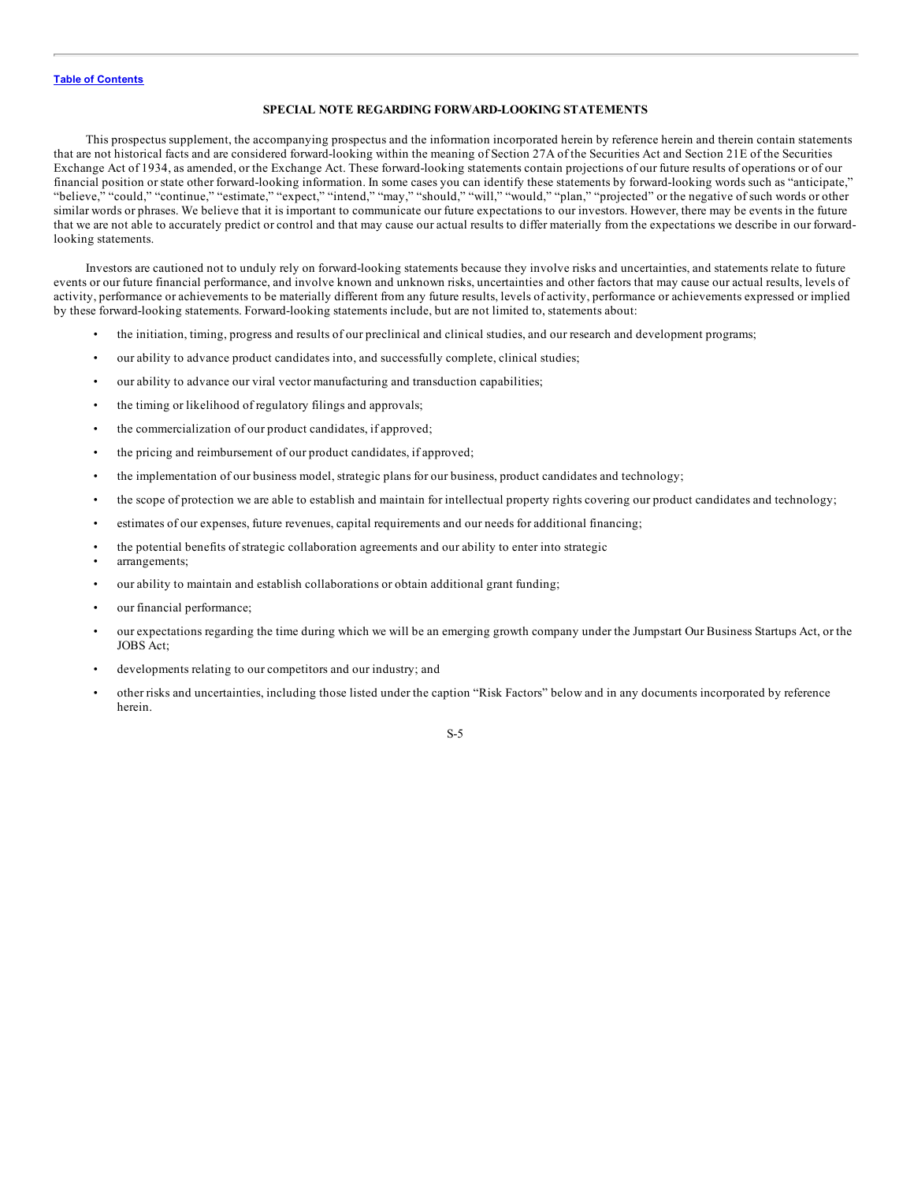## SPECIAL NOTE REGARDING FORWARD-LOOKING STATEMENTS

This prospectus supplement, the accompanying prospectus and the information incorporated herein by reference herein and therein contain statements that are not historical facts and are considered forward-looking within the meaning of Section 27A of the Securities Act and Section 21E of the Securities Exchange Act of 1934, as amended, or the Exchange Act. These forward-looking statements contain projections of our future results of operations or of our financial position or state other forward-looking information. In some cases you can identify these statements by forward-looking words such as "anticipate," "believe," "could," "continue," "estimate," "expect," "intend," "may," "should," "will," "would," "plan," "projected" or the negative of such words or other similar words or phrases. We believe that it is important to communicate our future expectations to our investors. However, there may be events in the future that we are not able to accurately predict or control and that may cause our actual results to differ materially from the expectations we describe in our forward-looking statements.

Investors are cautioned not to unduly rely on forward-looking statements because they involve risks and uncertainties, and statements relate to future events or our future financial performance, and involve known and unknown risks, uncertainties and other factors that may cause our actual results, levels of activity, performance or achievements to be materially different from any future results, levels of activity, performance or achievements expressed or implied by these forward-looking statements. Forward-looking statements include, but are not limited to, statements about:

- the initiation, timing, progress and results of our preclinical and clinical studies, and our research and development programs;
- our ability to advance product candidates into, and successfully complete, clinical studies;
- our ability to advance our viral vector manufacturing and transduction capabilities;
- the timing or likelihood of regulatory filings and approvals;
- the commercialization of our product candidates, if approved;
- the pricing and reimbursement of our product candidates, if approved;
- the implementation of our business model, strategic plans for our business, product candidates and technology;
- the scope of protection we are able to establish and maintain for intellectual property rights covering our product candidates and technology;
- estimates of our expenses, future revenues, capital requirements and our needs for additional financing;
- the potential benefits of strategic collaboration agreements and our ability to enter into strategic
- arrangements;
- our ability to maintain and establish collaborations or obtain additional grant funding;
- our financial performance;
- our expectations regarding the time during which we will be an emerging growth company under the Jumpstart Our Business Startups Act, or the JOBS Act;
- developments relating to our competitors and our industry; and
- other risks and uncertainties, including those listed under the caption "Risk Factors" below and in any documents incorporated by reference herein.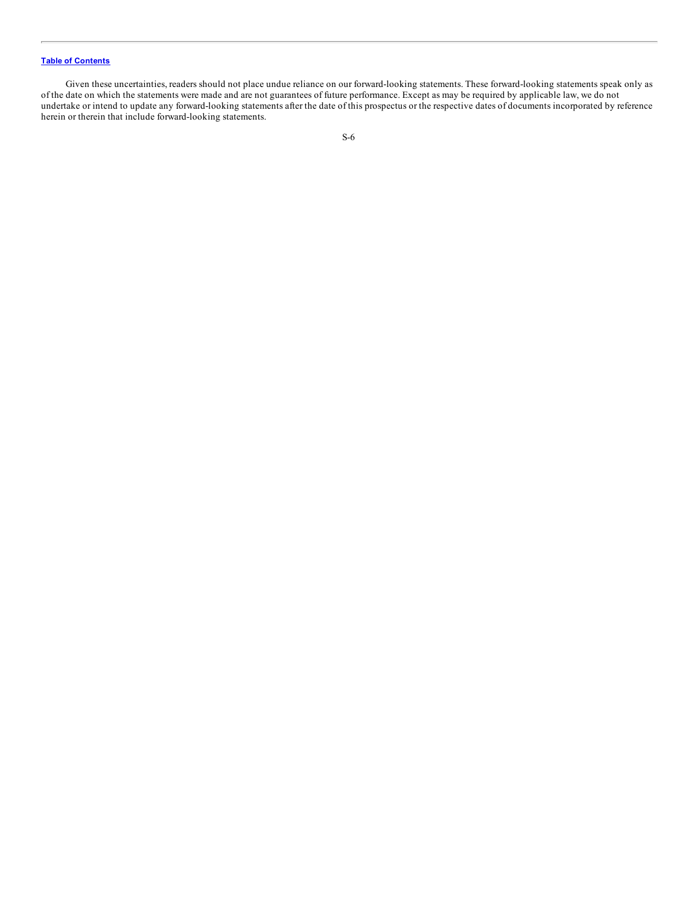Given these uncertainties, readers should not place undue reliance on our forward-looking statements. These forward-looking statements speak only as of the date on which the statements were made and are not guarantees of future performance. Except as may be required by applicable law, we do not undertake or intend to update any forward-looking statements after the date of this prospectus or the respective dates of documents incorporated by reference herein or therein that include forward-looking statements.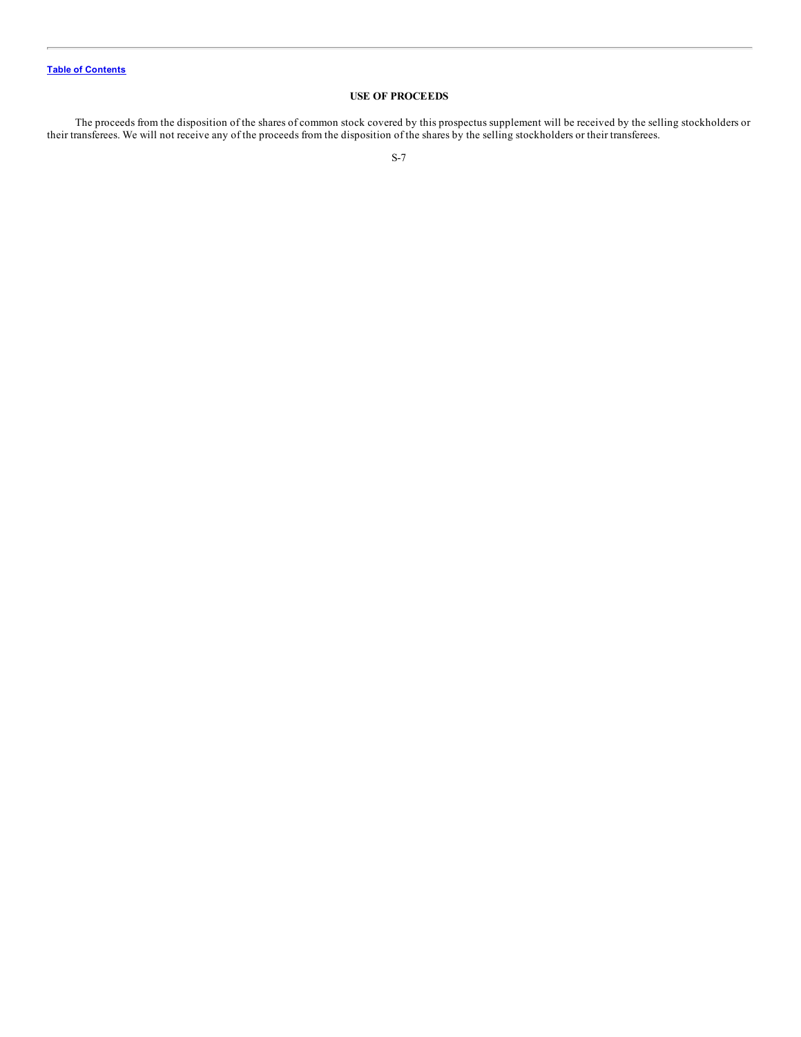## USE OF PROCEEDS

The proceeds from the disposition of the shares of common stock covered by this prospectus supplement will be received by the selling stockholders or their transferees. We will not receive any of the proceeds from the disposition of the shares by the selling stockholders or their transferees.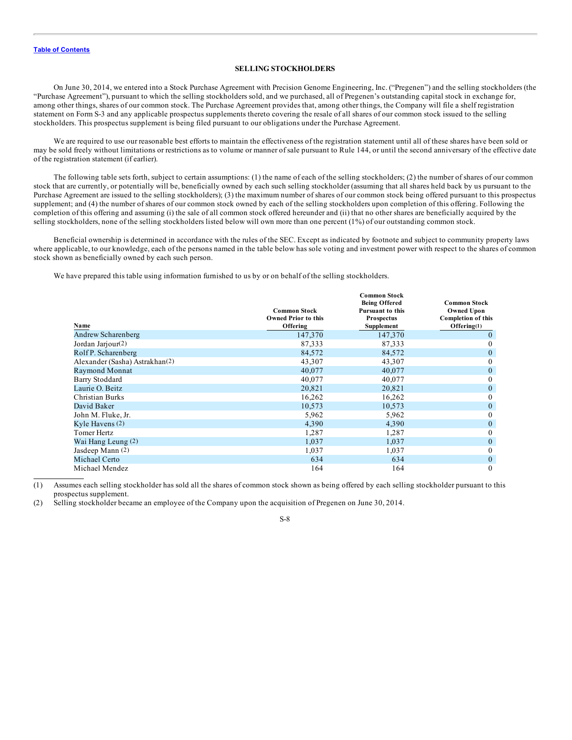[Table of Contents](#)

## SELLING STOCKHOLDERS

On June 30, 2014, we entered into a Stock Purchase Agreement with Precision Genome Engineering, Inc. ("Pregenen") and the selling stockholders (the "Purchase Agreement"), pursuant to which the selling stockholders sold, and we purchased, all of Pregenen's outstanding capital stock in exchange for, among other things, shares of our common stock. The Purchase Agreement provides that, among other things, the Company will file a shelf registration statement on Form S-3 and any applicable prospectus supplements thereto covering the resale of all shares of our common stock issued to the selling stockholders. This prospectus supplement is being filed pursuant to our obligations under the Purchase Agreement.

We are required to use our reasonable best efforts to maintain the effectiveness of the registration statement until all of these shares have been sold or may be sold freely without limitations or restrictions as to volume or manner of sale pursuant to Rule 144, or until the second anniversary of the effective date of the registration statement (if earlier).

The following table sets forth, subject to certain assumptions: (1) the name of each of the selling stockholders; (2) the number of shares of our common stock that are currently, or potentially will be, beneficially owned by each such selling stockholder (assuming that all shares held back by us pursuant to the Purchase Agreement are issued to the selling stockholders); (3) the maximum number of shares of our common stock being offered pursuant to this prospectus supplement; and (4) the number of shares of our common stock owned by each of the selling stockholders upon completion of this offering. Following the completion of this offering and assuming (i) the sale of all common stock offered hereunder and (ii) that no other shares are beneficially acquired by the selling stockholders, none of the selling stockholders listed below will own more than one percent (1%) of our outstanding common stock.

Beneficial ownership is determined in accordance with the rules of the SEC. Except as indicated by footnote and subject to community property laws where applicable, to our knowledge, each of the persons named in the table below has sole voting and investment power with respect to the shares of common stock shown as beneficially owned by each such person.

We have prepared this table using information furnished to us by or on behalf of the selling stockholders.

| Name | Common Stock Owned Prior to this Offering | Common Stock Being Offered Pursuant to this Prospectus Supplement | Common Stock Owned Upon Completion of this Offering(1) |
|---|---|---|---|
| Andrew Scharenberg | 147,370 | 147,370 | 0 |
| Jordan Jarjour(2) | 87,333 | 87,333 | 0 |
| Rolf P. Scharenberg | 84,572 | 84,572 | 0 |
| Alexander (Sasha) Astrakhan(2) | 43,307 | 43,307 | 0 |
| Raymond Monnat | 40,077 | 40,077 | 0 |
| Barry Stoddard | 40,077 | 40,077 | 0 |
| Laurie O. Beitz | 20,821 | 20,821 | 0 |
| Christian Burks | 16,262 | 16,262 | 0 |
| David Baker | 10,573 | 10,573 | 0 |
| John M. Fluke, Jr. | 5,962 | 5,962 | 0 |
| Kyle Havens (2) | 4,390 | 4,390 | 0 |
| Tomer Hertz | 1,287 | 1,287 | 0 |
| Wai Hang Leung (2) | 1,037 | 1,037 | 0 |
| Jasdeep Mann (2) | 1,037 | 1,037 | 0 |
| Michael Certo | 634 | 634 | 0 |
| Michael Mendez | 164 | 164 | 0 |

(1) Assumes each selling stockholder has sold all the shares of common stock shown as being offered by each selling stockholder pursuant to this prospectus supplement.

(2) Selling stockholder became an employee of the Company upon the acquisition of Pregenen on June 30, 2014.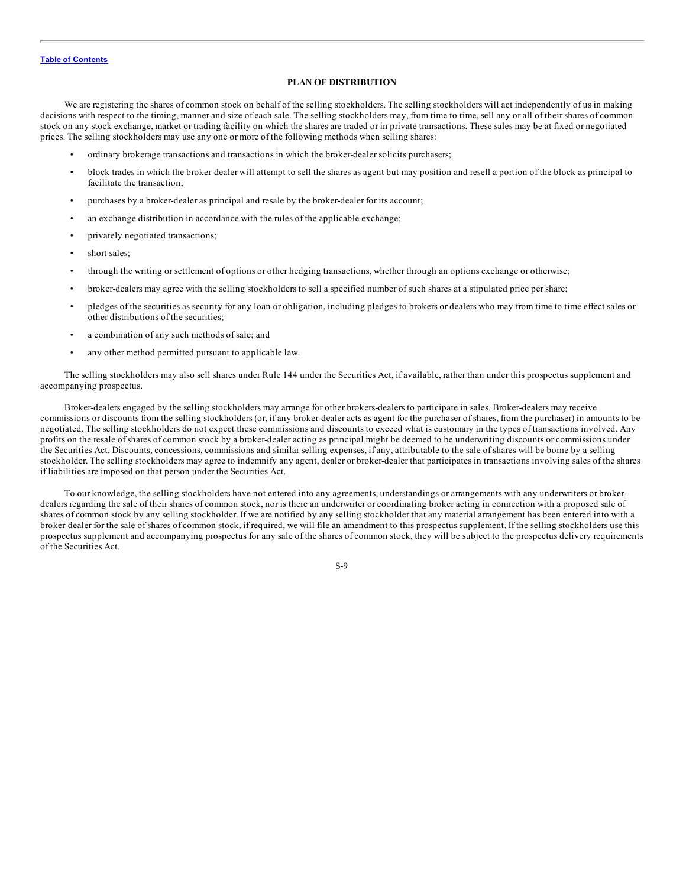## PLAN OF DISTRIBUTION

We are registering the shares of common stock on behalf of the selling stockholders. The selling stockholders will act independently of us in making decisions with respect to the timing, manner and size of each sale. The selling stockholders may, from time to time, sell any or all of their shares of common stock on any stock exchange, market or trading facility on which the shares are traded or in private transactions. These sales may be at fixed or negotiated prices. The selling stockholders may use any one or more of the following methods when selling shares:

- ordinary brokerage transactions and transactions in which the broker-dealer solicits purchasers;
- block trades in which the broker-dealer will attempt to sell the shares as agent but may position and resell a portion of the block as principal to facilitate the transaction;
- purchases by a broker-dealer as principal and resale by the broker-dealer for its account;
- an exchange distribution in accordance with the rules of the applicable exchange;
- privately negotiated transactions;
- short sales;
- through the writing or settlement of options or other hedging transactions, whether through an options exchange or otherwise;
- broker-dealers may agree with the selling stockholders to sell a specified number of such shares at a stipulated price per share;
- pledges of the securities as security for any loan or obligation, including pledges to brokers or dealers who may from time to time effect sales or other distributions of the securities;
- a combination of any such methods of sale; and
- any other method permitted pursuant to applicable law.

The selling stockholders may also sell shares under Rule 144 under the Securities Act, if available, rather than under this prospectus supplement and accompanying prospectus.

Broker-dealers engaged by the selling stockholders may arrange for other brokers-dealers to participate in sales. Broker-dealers may receive commissions or discounts from the selling stockholders (or, if any broker-dealer acts as agent for the purchaser of shares, from the purchaser) in amounts to be negotiated. The selling stockholders do not expect these commissions and discounts to exceed what is customary in the types of transactions involved. Any profits on the resale of shares of common stock by a broker-dealer acting as principal might be deemed to be underwriting discounts or commissions under the Securities Act. Discounts, concessions, commissions and similar selling expenses, if any, attributable to the sale of shares will be borne by a selling stockholder. The selling stockholders may agree to indemnify any agent, dealer or broker-dealer that participates in transactions involving sales of the shares if liabilities are imposed on that person under the Securities Act.

To our knowledge, the selling stockholders have not entered into any agreements, understandings or arrangements with any underwriters or broker-dealers regarding the sale of their shares of common stock, nor is there an underwriter or coordinating broker acting in connection with a proposed sale of shares of common stock by any selling stockholder. If we are notified by any selling stockholder that any material arrangement has been entered into with a broker-dealer for the sale of shares of common stock, if required, we will file an amendment to this prospectus supplement. If the selling stockholders use this prospectus supplement and accompanying prospectus for any sale of the shares of common stock, they will be subject to the prospectus delivery requirements of the Securities Act.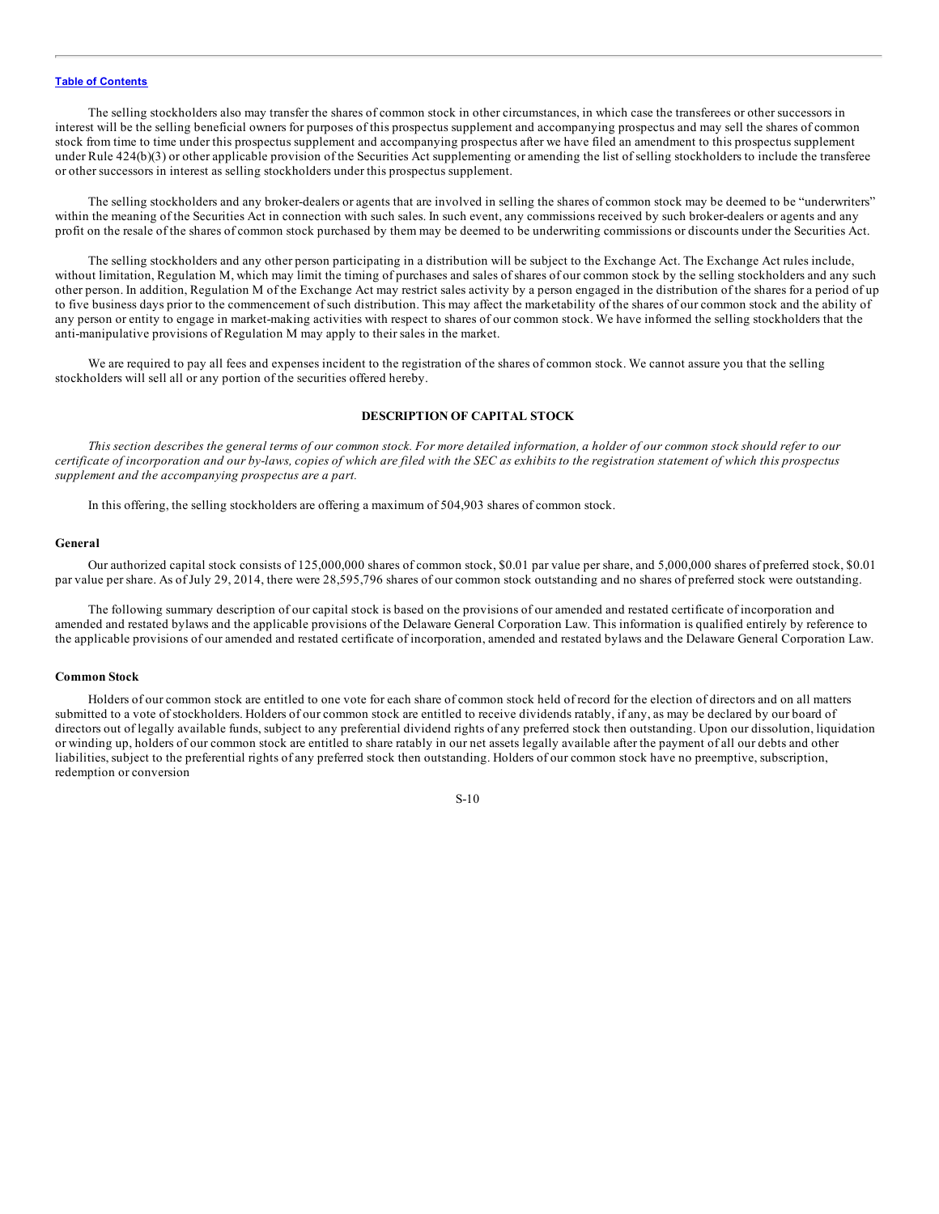The selling stockholders also may transfer the shares of common stock in other circumstances, in which case the transferees or other successors in interest will be the selling beneficial owners for purposes of this prospectus supplement and accompanying prospectus and may sell the shares of common stock from time to time under this prospectus supplement and accompanying prospectus after we have filed an amendment to this prospectus supplement under Rule 424(b)(3) or other applicable provision of the Securities Act supplementing or amending the list of selling stockholders to include the transferee or other successors in interest as selling stockholders under this prospectus supplement.

The selling stockholders and any broker-dealers or agents that are involved in selling the shares of common stock may be deemed to be "underwriters" within the meaning of the Securities Act in connection with such sales. In such event, any commissions received by such broker-dealers or agents and any profit on the resale of the shares of common stock purchased by them may be deemed to be underwriting commissions or discounts under the Securities Act.

The selling stockholders and any other person participating in a distribution will be subject to the Exchange Act. The Exchange Act rules include, without limitation, Regulation M, which may limit the timing of purchases and sales of shares of our common stock by the selling stockholders and any such other person. In addition, Regulation M of the Exchange Act may restrict sales activity by a person engaged in the distribution of the shares for a period of up to five business days prior to the commencement of such distribution. This may affect the marketability of the shares of our common stock and the ability of any person or entity to engage in market-making activities with respect to shares of our common stock. We have informed the selling stockholders that the anti-manipulative provisions of Regulation M may apply to their sales in the market.

We are required to pay all fees and expenses incident to the registration of the shares of common stock. We cannot assure you that the selling stockholders will sell all or any portion of the securities offered hereby.

## DESCRIPTION OF CAPITAL STOCK

*This section describes the general terms of our common stock. For more detailed information, a holder of our common stock should refer to our certificate of incorporation and our by-laws, copies of which are filed with the SEC as exhibits to the registration statement of which this prospectus supplement and the accompanying prospectus are a part.*

In this offering, the selling stockholders are offering a maximum of 504,903 shares of common stock.

### General

Our authorized capital stock consists of 125,000,000 shares of common stock, $0.01 par value per share, and 5,000,000 shares of preferred stock, $0.01 par value per share. As of July 29, 2014, there were 28,595,796 shares of our common stock outstanding and no shares of preferred stock were outstanding.

The following summary description of our capital stock is based on the provisions of our amended and restated certificate of incorporation and amended and restated bylaws and the applicable provisions of the Delaware General Corporation Law. This information is qualified entirely by reference to the applicable provisions of our amended and restated certificate of incorporation, amended and restated bylaws and the Delaware General Corporation Law.

### Common Stock

Holders of our common stock are entitled to one vote for each share of common stock held of record for the election of directors and on all matters submitted to a vote of stockholders. Holders of our common stock are entitled to receive dividends ratably, if any, as may be declared by our board of directors out of legally available funds, subject to any preferential dividend rights of any preferred stock then outstanding. Upon our dissolution, liquidation or winding up, holders of our common stock are entitled to share ratably in our net assets legally available after the payment of all our debts and other liabilities, subject to the preferential rights of any preferred stock then outstanding. Holders of our common stock have no preemptive, subscription, redemption or conversion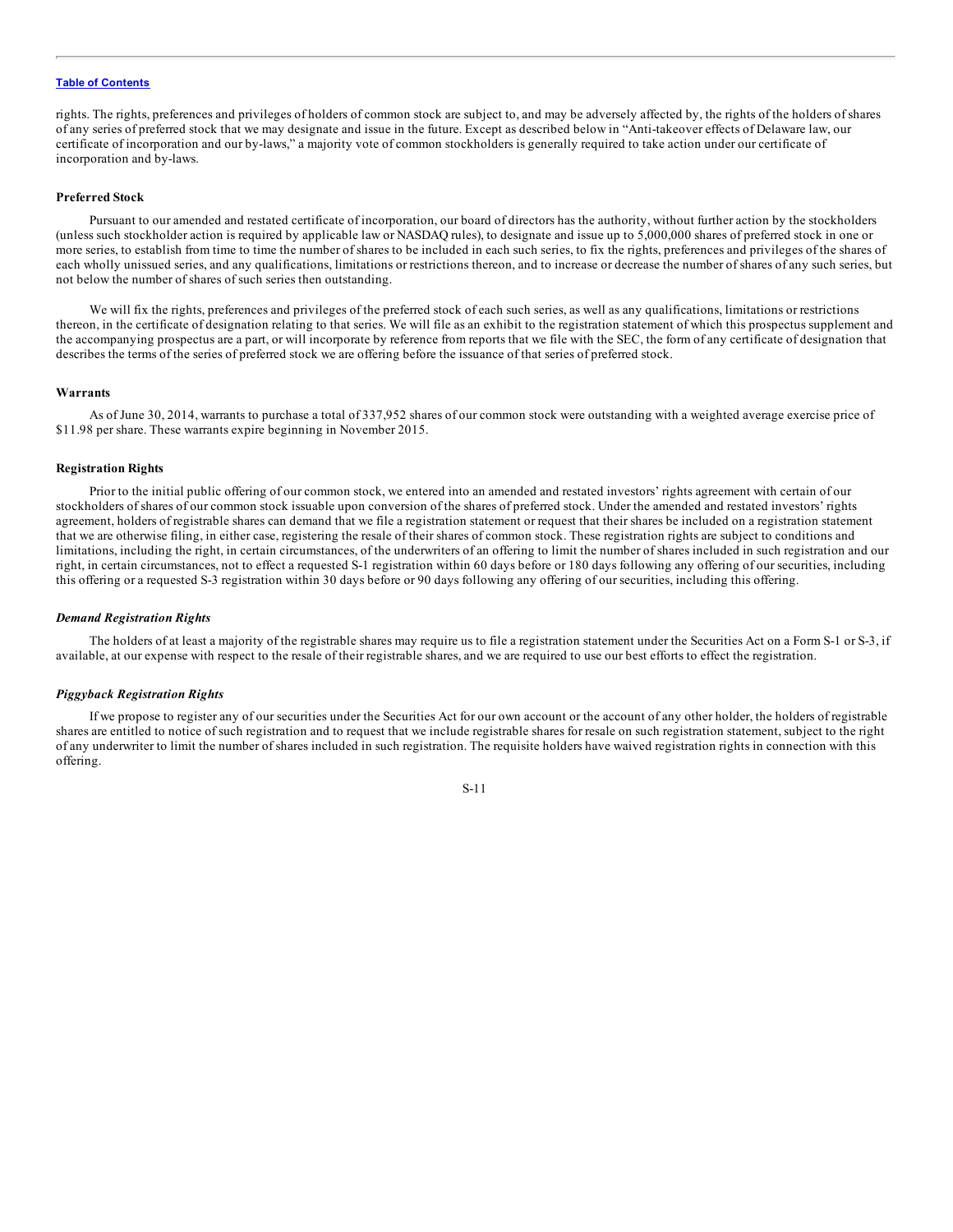rights. The rights, preferences and privileges of holders of common stock are subject to, and may be adversely affected by, the rights of the holders of shares of any series of preferred stock that we may designate and issue in the future. Except as described below in "Anti-takeover effects of Delaware law, our certificate of incorporation and our by-laws," a majority vote of common stockholders is generally required to take action under our certificate of incorporation and by-laws.

**Preferred Stock**

Pursuant to our amended and restated certificate of incorporation, our board of directors has the authority, without further action by the stockholders (unless such stockholder action is required by applicable law or NASDAQ rules), to designate and issue up to 5,000,000 shares of preferred stock in one or more series, to establish from time to time the number of shares to be included in each such series, to fix the rights, preferences and privileges of the shares of each wholly unissued series, and any qualifications, limitations or restrictions thereon, and to increase or decrease the number of shares of any such series, but not below the number of shares of such series then outstanding.

We will fix the rights, preferences and privileges of the preferred stock of each such series, as well as any qualifications, limitations or restrictions thereon, in the certificate of designation relating to that series. We will file as an exhibit to the registration statement of which this prospectus supplement and the accompanying prospectus are a part, or will incorporate by reference from reports that we file with the SEC, the form of any certificate of designation that describes the terms of the series of preferred stock we are offering before the issuance of that series of preferred stock.

**Warrants**

As of June 30, 2014, warrants to purchase a total of 337,952 shares of our common stock were outstanding with a weighted average exercise price of $11.98 per share. These warrants expire beginning in November 2015.

**Registration Rights**

Prior to the initial public offering of our common stock, we entered into an amended and restated investors' rights agreement with certain of our stockholders of shares of our common stock issuable upon conversion of the shares of preferred stock. Under the amended and restated investors' rights agreement, holders of registrable shares can demand that we file a registration statement or request that their shares be included on a registration statement that we are otherwise filing, in either case, registering the resale of their shares of common stock. These registration rights are subject to conditions and limitations, including the right, in certain circumstances, of the underwriters of an offering to limit the number of shares included in such registration and our right, in certain circumstances, not to effect a requested S-1 registration within 60 days before or 180 days following any offering of our securities, including this offering or a requested S-3 registration within 30 days before or 90 days following any offering of our securities, including this offering.

***Demand Registration Rights***

The holders of at least a majority of the registrable shares may require us to file a registration statement under the Securities Act on a Form S-1 or S-3, if available, at our expense with respect to the resale of their registrable shares, and we are required to use our best efforts to effect the registration.

***Piggyback Registration Rights***

If we propose to register any of our securities under the Securities Act for our own account or the account of any other holder, the holders of registrable shares are entitled to notice of such registration and to request that we include registrable shares for resale on such registration statement, subject to the right of any underwriter to limit the number of shares included in such registration. The requisite holders have waived registration rights in connection with this offering.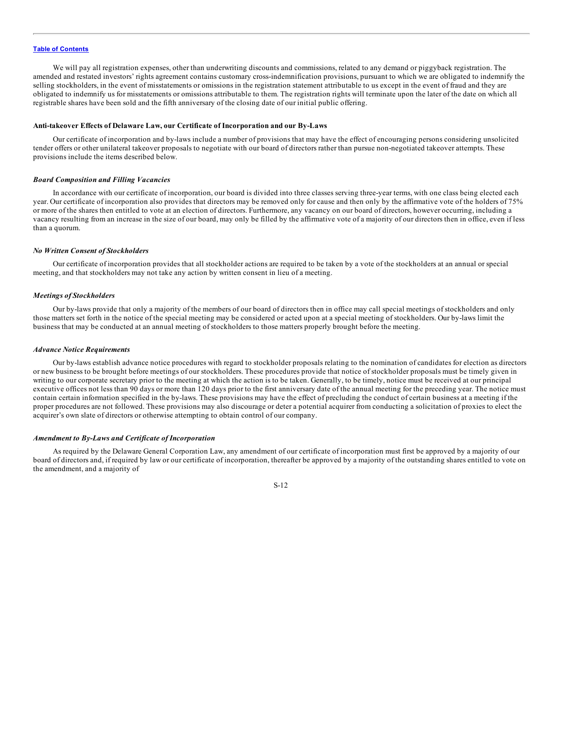We will pay all registration expenses, other than underwriting discounts and commissions, related to any demand or piggyback registration. The amended and restated investors' rights agreement contains customary cross-indemnification provisions, pursuant to which we are obligated to indemnify the selling stockholders, in the event of misstatements or omissions in the registration statement attributable to us except in the event of fraud and they are obligated to indemnify us for misstatements or omissions attributable to them. The registration rights will terminate upon the later of the date on which all registrable shares have been sold and the fifth anniversary of the closing date of our initial public offering.

**Anti-takeover Effects of Delaware Law, our Certificate of Incorporation and our By-Laws**

Our certificate of incorporation and by-laws include a number of provisions that may have the effect of encouraging persons considering unsolicited tender offers or other unilateral takeover proposals to negotiate with our board of directors rather than pursue non-negotiated takeover attempts. These provisions include the items described below.

***Board Composition and Filling Vacancies***

In accordance with our certificate of incorporation, our board is divided into three classes serving three-year terms, with one class being elected each year. Our certificate of incorporation also provides that directors may be removed only for cause and then only by the affirmative vote of the holders of 75% or more of the shares then entitled to vote at an election of directors. Furthermore, any vacancy on our board of directors, however occurring, including a vacancy resulting from an increase in the size of our board, may only be filled by the affirmative vote of a majority of our directors then in office, even if less than a quorum.

***No Written Consent of Stockholders***

Our certificate of incorporation provides that all stockholder actions are required to be taken by a vote of the stockholders at an annual or special meeting, and that stockholders may not take any action by written consent in lieu of a meeting.

***Meetings of Stockholders***

Our by-laws provide that only a majority of the members of our board of directors then in office may call special meetings of stockholders and only those matters set forth in the notice of the special meeting may be considered or acted upon at a special meeting of stockholders. Our by-laws limit the business that may be conducted at an annual meeting of stockholders to those matters properly brought before the meeting.

***Advance Notice Requirements***

Our by-laws establish advance notice procedures with regard to stockholder proposals relating to the nomination of candidates for election as directors or new business to be brought before meetings of our stockholders. These procedures provide that notice of stockholder proposals must be timely given in writing to our corporate secretary prior to the meeting at which the action is to be taken. Generally, to be timely, notice must be received at our principal executive offices not less than 90 days or more than 120 days prior to the first anniversary date of the annual meeting for the preceding year. The notice must contain certain information specified in the by-laws. These provisions may have the effect of precluding the conduct of certain business at a meeting if the proper procedures are not followed. These provisions may also discourage or deter a potential acquirer from conducting a solicitation of proxies to elect the acquirer's own slate of directors or otherwise attempting to obtain control of our company.

***Amendment to By-Laws and Certificate of Incorporation***

As required by the Delaware General Corporation Law, any amendment of our certificate of incorporation must first be approved by a majority of our board of directors and, if required by law or our certificate of incorporation, thereafter be approved by a majority of the outstanding shares entitled to vote on the amendment, and a majority of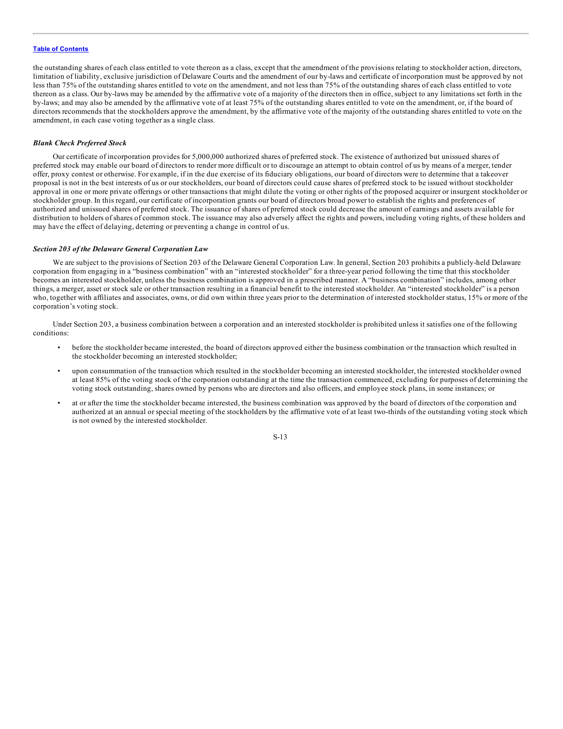the outstanding shares of each class entitled to vote thereon as a class, except that the amendment of the provisions relating to stockholder action, directors, limitation of liability, exclusive jurisdiction of Delaware Courts and the amendment of our by-laws and certificate of incorporation must be approved by not less than 75% of the outstanding shares entitled to vote on the amendment, and not less than 75% of the outstanding shares of each class entitled to vote thereon as a class. Our by-laws may be amended by the affirmative vote of a majority of the directors then in office, subject to any limitations set forth in the by-laws; and may also be amended by the affirmative vote of at least 75% of the outstanding shares entitled to vote on the amendment, or, if the board of directors recommends that the stockholders approve the amendment, by the affirmative vote of the majority of the outstanding shares entitled to vote on the amendment, in each case voting together as a single class.

***Blank Check Preferred Stock***

Our certificate of incorporation provides for 5,000,000 authorized shares of preferred stock. The existence of authorized but unissued shares of preferred stock may enable our board of directors to render more difficult or to discourage an attempt to obtain control of us by means of a merger, tender offer, proxy contest or otherwise. For example, if in the due exercise of its fiduciary obligations, our board of directors were to determine that a takeover proposal is not in the best interests of us or our stockholders, our board of directors could cause shares of preferred stock to be issued without stockholder approval in one or more private offerings or other transactions that might dilute the voting or other rights of the proposed acquirer or insurgent stockholder or stockholder group. In this regard, our certificate of incorporation grants our board of directors broad power to establish the rights and preferences of authorized and unissued shares of preferred stock. The issuance of shares of preferred stock could decrease the amount of earnings and assets available for distribution to holders of shares of common stock. The issuance may also adversely affect the rights and powers, including voting rights, of these holders and may have the effect of delaying, deterring or preventing a change in control of us.

***Section 203 of the Delaware General Corporation Law***

We are subject to the provisions of Section 203 of the Delaware General Corporation Law. In general, Section 203 prohibits a publicly-held Delaware corporation from engaging in a "business combination" with an "interested stockholder" for a three-year period following the time that this stockholder becomes an interested stockholder, unless the business combination is approved in a prescribed manner. A "business combination" includes, among other things, a merger, asset or stock sale or other transaction resulting in a financial benefit to the interested stockholder. An "interested stockholder" is a person who, together with affiliates and associates, owns, or did own within three years prior to the determination of interested stockholder status, 15% or more of the corporation's voting stock.

Under Section 203, a business combination between a corporation and an interested stockholder is prohibited unless it satisfies one of the following conditions:

- before the stockholder became interested, the board of directors approved either the business combination or the transaction which resulted in the stockholder becoming an interested stockholder;
- upon consummation of the transaction which resulted in the stockholder becoming an interested stockholder, the interested stockholder owned at least 85% of the voting stock of the corporation outstanding at the time the transaction commenced, excluding for purposes of determining the voting stock outstanding, shares owned by persons who are directors and also officers, and employee stock plans, in some instances; or
- at or after the time the stockholder became interested, the business combination was approved by the board of directors of the corporation and authorized at an annual or special meeting of the stockholders by the affirmative vote of at least two-thirds of the outstanding voting stock which is not owned by the interested stockholder.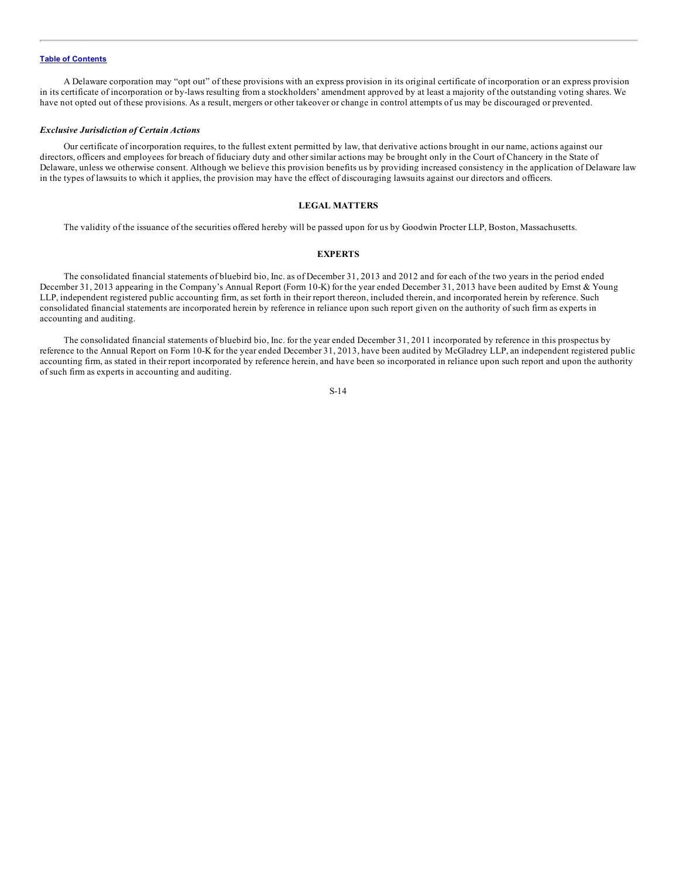A Delaware corporation may "opt out" of these provisions with an express provision in its original certificate of incorporation or an express provision in its certificate of incorporation or by-laws resulting from a stockholders' amendment approved by at least a majority of the outstanding voting shares. We have not opted out of these provisions. As a result, mergers or other takeover or change in control attempts of us may be discouraged or prevented.

***Exclusive Jurisdiction of Certain Actions***

Our certificate of incorporation requires, to the fullest extent permitted by law, that derivative actions brought in our name, actions against our directors, officers and employees for breach of fiduciary duty and other similar actions may be brought only in the Court of Chancery in the State of Delaware, unless we otherwise consent. Although we believe this provision benefits us by providing increased consistency in the application of Delaware law in the types of lawsuits to which it applies, the provision may have the effect of discouraging lawsuits against our directors and officers.

## LEGAL MATTERS

The validity of the issuance of the securities offered hereby will be passed upon for us by Goodwin Procter LLP, Boston, Massachusetts.

## EXPERTS

The consolidated financial statements of bluebird bio, Inc. as of December 31, 2013 and 2012 and for each of the two years in the period ended December 31, 2013 appearing in the Company's Annual Report (Form 10-K) for the year ended December 31, 2013 have been audited by Ernst & Young LLP, independent registered public accounting firm, as set forth in their report thereon, included therein, and incorporated herein by reference. Such consolidated financial statements are incorporated herein by reference in reliance upon such report given on the authority of such firm as experts in accounting and auditing.

The consolidated financial statements of bluebird bio, Inc. for the year ended December 31, 2011 incorporated by reference in this prospectus by reference to the Annual Report on Form 10-K for the year ended December 31, 2013, have been audited by McGladrey LLP, an independent registered public accounting firm, as stated in their report incorporated by reference herein, and have been so incorporated in reliance upon such report and upon the authority of such firm as experts in accounting and auditing.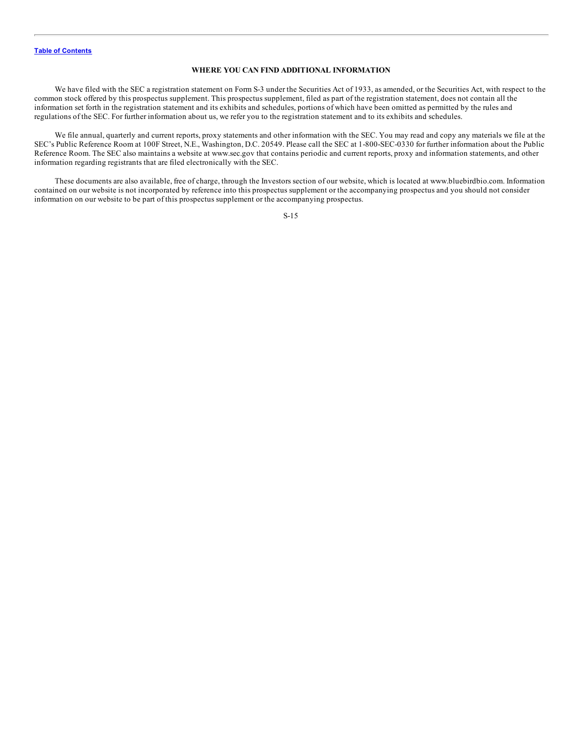## WHERE YOU CAN FIND ADDITIONAL INFORMATION

We have filed with the SEC a registration statement on Form S-3 under the Securities Act of 1933, as amended, or the Securities Act, with respect to the common stock offered by this prospectus supplement. This prospectus supplement, filed as part of the registration statement, does not contain all the information set forth in the registration statement and its exhibits and schedules, portions of which have been omitted as permitted by the rules and regulations of the SEC. For further information about us, we refer you to the registration statement and to its exhibits and schedules.

We file annual, quarterly and current reports, proxy statements and other information with the SEC. You may read and copy any materials we file at the SEC's Public Reference Room at 100F Street, N.E., Washington, D.C. 20549. Please call the SEC at 1-800-SEC-0330 for further information about the Public Reference Room. The SEC also maintains a website at www.sec.gov that contains periodic and current reports, proxy and information statements, and other information regarding registrants that are filed electronically with the SEC.

These documents are also available, free of charge, through the Investors section of our website, which is located at www.bluebirdbio.com. Information contained on our website is not incorporated by reference into this prospectus supplement or the accompanying prospectus and you should not consider information on our website to be part of this prospectus supplement or the accompanying prospectus.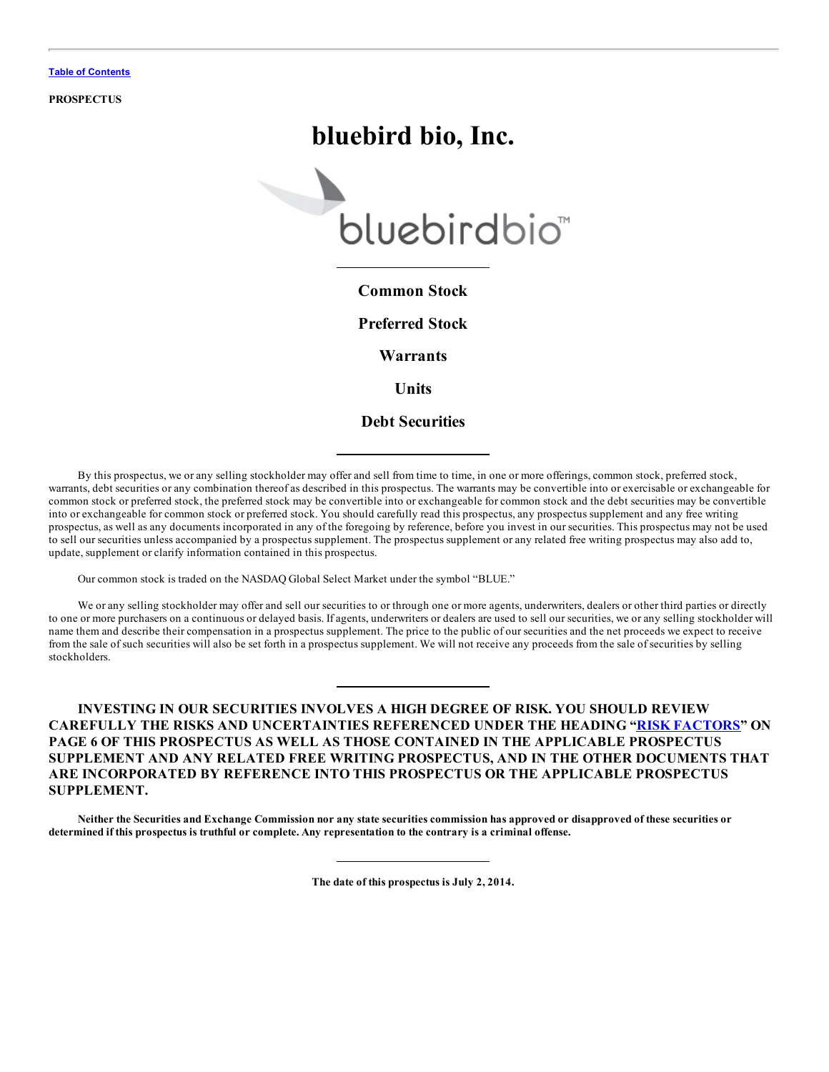Table of Contents

**PROSPECTUS**

# bluebird bio, Inc.

## Common Stock

## Preferred Stock

## Warrants

## Units

## Debt Securities

By this prospectus, we or any selling stockholder may offer and sell from time to time, in one or more offerings, common stock, preferred stock, warrants, debt securities or any combination thereof as described in this prospectus. The warrants may be convertible into or exercisable or exchangeable for common stock or preferred stock, the preferred stock may be convertible into or exchangeable for common stock and the debt securities may be convertible into or exchangeable for common stock or preferred stock. You should carefully read this prospectus, any prospectus supplement and any free writing prospectus, as well as any documents incorporated in any of the foregoing by reference, before you invest in our securities. This prospectus may not be used to sell our securities unless accompanied by a prospectus supplement. The prospectus supplement or any related free writing prospectus may also add to, update, supplement or clarify information contained in this prospectus.

Our common stock is traded on the NASDAQ Global Select Market under the symbol "BLUE."

We or any selling stockholder may offer and sell our securities to or through one or more agents, underwriters, dealers or other third parties or directly to one or more purchasers on a continuous or delayed basis. If agents, underwriters or dealers are used to sell our securities, we or any selling stockholder will name them and describe their compensation in a prospectus supplement. The price to the public of our securities and the net proceeds we expect to receive from the sale of such securities will also be set forth in a prospectus supplement. We will not receive any proceeds from the sale of securities by selling stockholders.

**INVESTING IN OUR SECURITIES INVOLVES A HIGH DEGREE OF RISK. YOU SHOULD REVIEW CAREFULLY THE RISKS AND UNCERTAINTIES REFERENCED UNDER THE HEADING "RISK FACTORS" ON PAGE 6 OF THIS PROSPECTUS AS WELL AS THOSE CONTAINED IN THE APPLICABLE PROSPECTUS SUPPLEMENT AND ANY RELATED FREE WRITING PROSPECTUS, AND IN THE OTHER DOCUMENTS THAT ARE INCORPORATED BY REFERENCE INTO THIS PROSPECTUS OR THE APPLICABLE PROSPECTUS SUPPLEMENT.**

**Neither the Securities and Exchange Commission nor any state securities commission has approved or disapproved of these securities or determined if this prospectus is truthful or complete. Any representation to the contrary is a criminal offense.**

**The date of this prospectus is July 2, 2014.**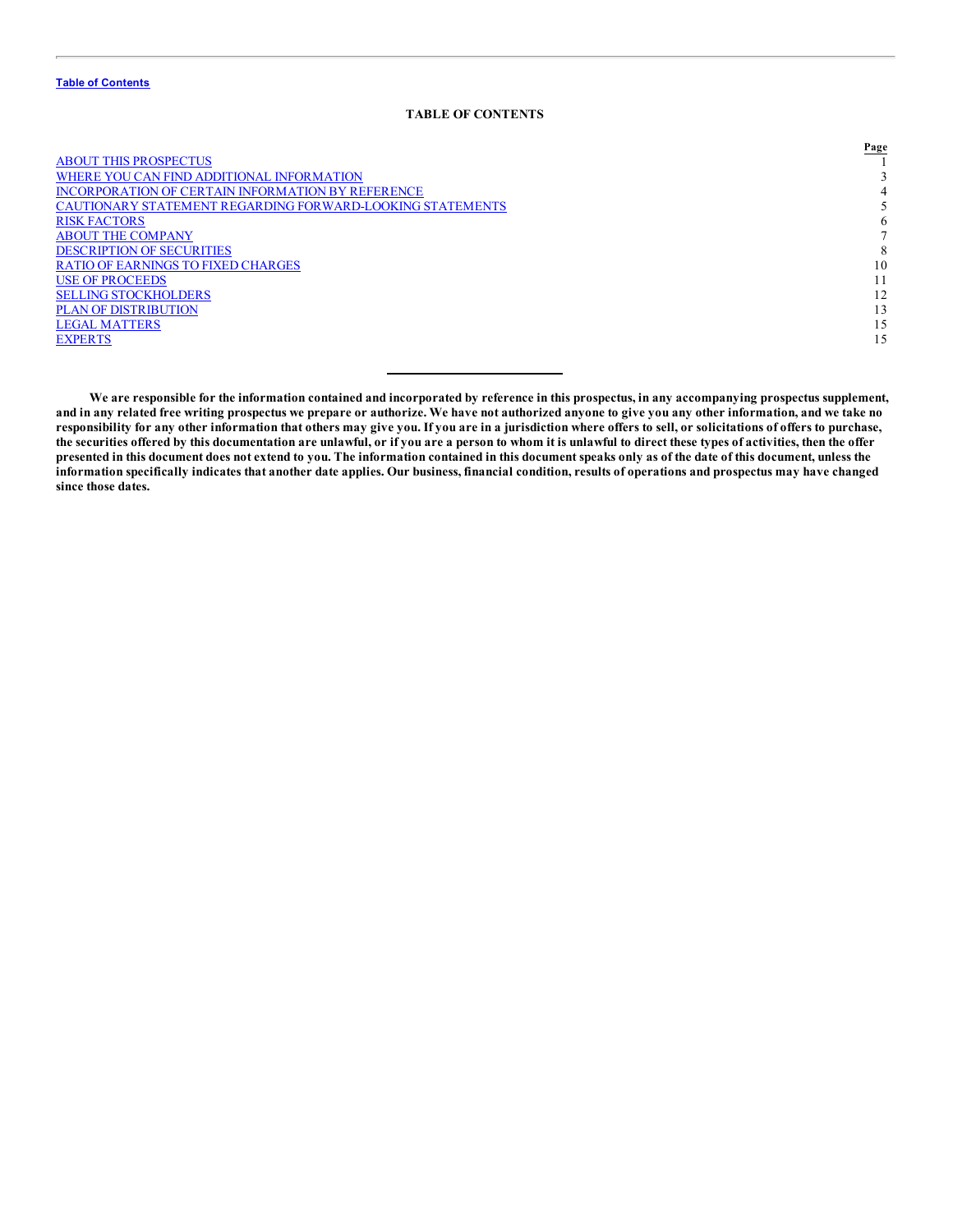# TABLE OF CONTENTS

| | Page |
|---|---|
| ABOUT THIS PROSPECTUS | 1 |
| WHERE YOU CAN FIND ADDITIONAL INFORMATION | 3 |
| INCORPORATION OF CERTAIN INFORMATION BY REFERENCE | 4 |
| CAUTIONARY STATEMENT REGARDING FORWARD-LOOKING STATEMENTS | 5 |
| RISK FACTORS | 6 |
| ABOUT THE COMPANY | 7 |
| DESCRIPTION OF SECURITIES | 8 |
| RATIO OF EARNINGS TO FIXED CHARGES | 10 |
| USE OF PROCEEDS | 11 |
| SELLING STOCKHOLDERS | 12 |
| PLAN OF DISTRIBUTION | 13 |
| LEGAL MATTERS | 15 |
| EXPERTS | 15 |

**We are responsible for the information contained and incorporated by reference in this prospectus, in any accompanying prospectus supplement, and in any related free writing prospectus we prepare or authorize. We have not authorized anyone to give you any other information, and we take no responsibility for any other information that others may give you. If you are in a jurisdiction where offers to sell, or solicitations of offers to purchase, the securities offered by this documentation are unlawful, or if you are a person to whom it is unlawful to direct these types of activities, then the offer presented in this document does not extend to you. The information contained in this document speaks only as of the date of this document, unless the information specifically indicates that another date applies. Our business, financial condition, results of operations and prospectus may have changed since those dates.**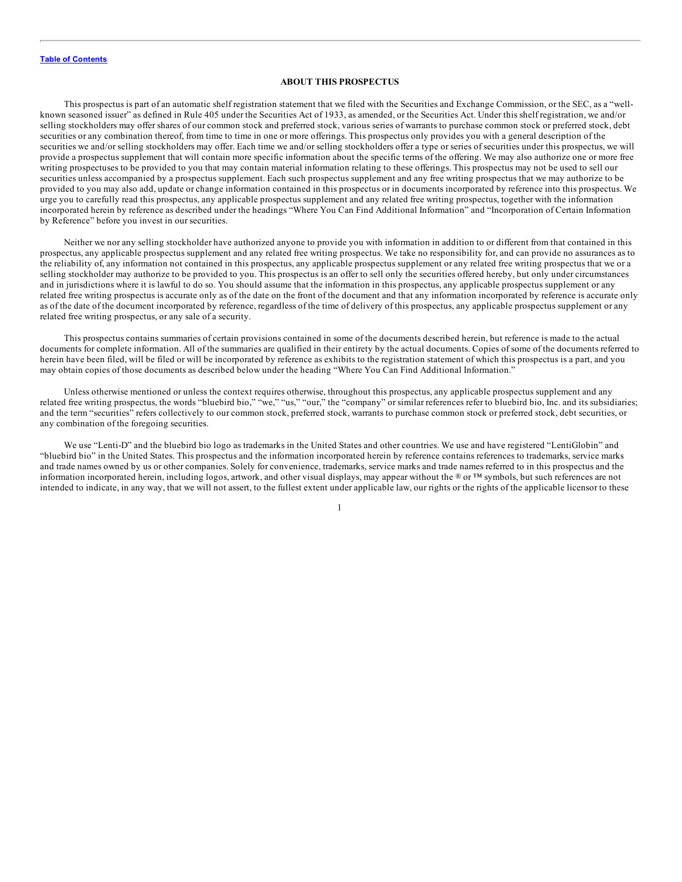[Table of Contents](#)

## ABOUT THIS PROSPECTUS

This prospectus is part of an automatic shelf registration statement that we filed with the Securities and Exchange Commission, or the SEC, as a "well-known seasoned issuer" as defined in Rule 405 under the Securities Act of 1933, as amended, or the Securities Act. Under this shelf registration, we and/or selling stockholders may offer shares of our common stock and preferred stock, various series of warrants to purchase common stock or preferred stock, debt securities or any combination thereof, from time to time in one or more offerings. This prospectus only provides you with a general description of the securities we and/or selling stockholders may offer. Each time we and/or selling stockholders offer a type or series of securities under this prospectus, we will provide a prospectus supplement that will contain more specific information about the specific terms of the offering. We may also authorize one or more free writing prospectuses to be provided to you that may contain material information relating to these offerings. This prospectus may not be used to sell our securities unless accompanied by a prospectus supplement. Each such prospectus supplement and any free writing prospectus that we may authorize to be provided to you may also add, update or change information contained in this prospectus or in documents incorporated by reference into this prospectus. We urge you to carefully read this prospectus, any applicable prospectus supplement and any related free writing prospectus, together with the information incorporated herein by reference as described under the headings "Where You Can Find Additional Information" and "Incorporation of Certain Information by Reference" before you invest in our securities.

Neither we nor any selling stockholder have authorized anyone to provide you with information in addition to or different from that contained in this prospectus, any applicable prospectus supplement and any related free writing prospectus. We take no responsibility for, and can provide no assurances as to the reliability of, any information not contained in this prospectus, any applicable prospectus supplement or any related free writing prospectus that we or a selling stockholder may authorize to be provided to you. This prospectus is an offer to sell only the securities offered hereby, but only under circumstances and in jurisdictions where it is lawful to do so. You should assume that the information in this prospectus, any applicable prospectus supplement or any related free writing prospectus is accurate only as of the date on the front of the document and that any information incorporated by reference is accurate only as of the date of the document incorporated by reference, regardless of the time of delivery of this prospectus, any applicable prospectus supplement or any related free writing prospectus, or any sale of a security.

This prospectus contains summaries of certain provisions contained in some of the documents described herein, but reference is made to the actual documents for complete information. All of the summaries are qualified in their entirety by the actual documents. Copies of some of the documents referred to herein have been filed, will be filed or will be incorporated by reference as exhibits to the registration statement of which this prospectus is a part, and you may obtain copies of those documents as described below under the heading "Where You Can Find Additional Information."

Unless otherwise mentioned or unless the context requires otherwise, throughout this prospectus, any applicable prospectus supplement and any related free writing prospectus, the words "bluebird bio," "we," "us," "our," the "company" or similar references refer to bluebird bio, Inc. and its subsidiaries; and the term "securities" refers collectively to our common stock, preferred stock, warrants to purchase common stock or preferred stock, debt securities, or any combination of the foregoing securities.

We use "Lenti-D" and the bluebird bio logo as trademarks in the United States and other countries. We use and have registered "LentiGlobin" and "bluebird bio" in the United States. This prospectus and the information incorporated herein by reference contains references to trademarks, service marks and trade names owned by us or other companies. Solely for convenience, trademarks, service marks and trade names referred to in this prospectus and the information incorporated herein, including logos, artwork, and other visual displays, may appear without the ® or ™ symbols, but such references are not intended to indicate, in any way, that we will not assert, to the fullest extent under applicable law, our rights or the rights of the applicable licensor to these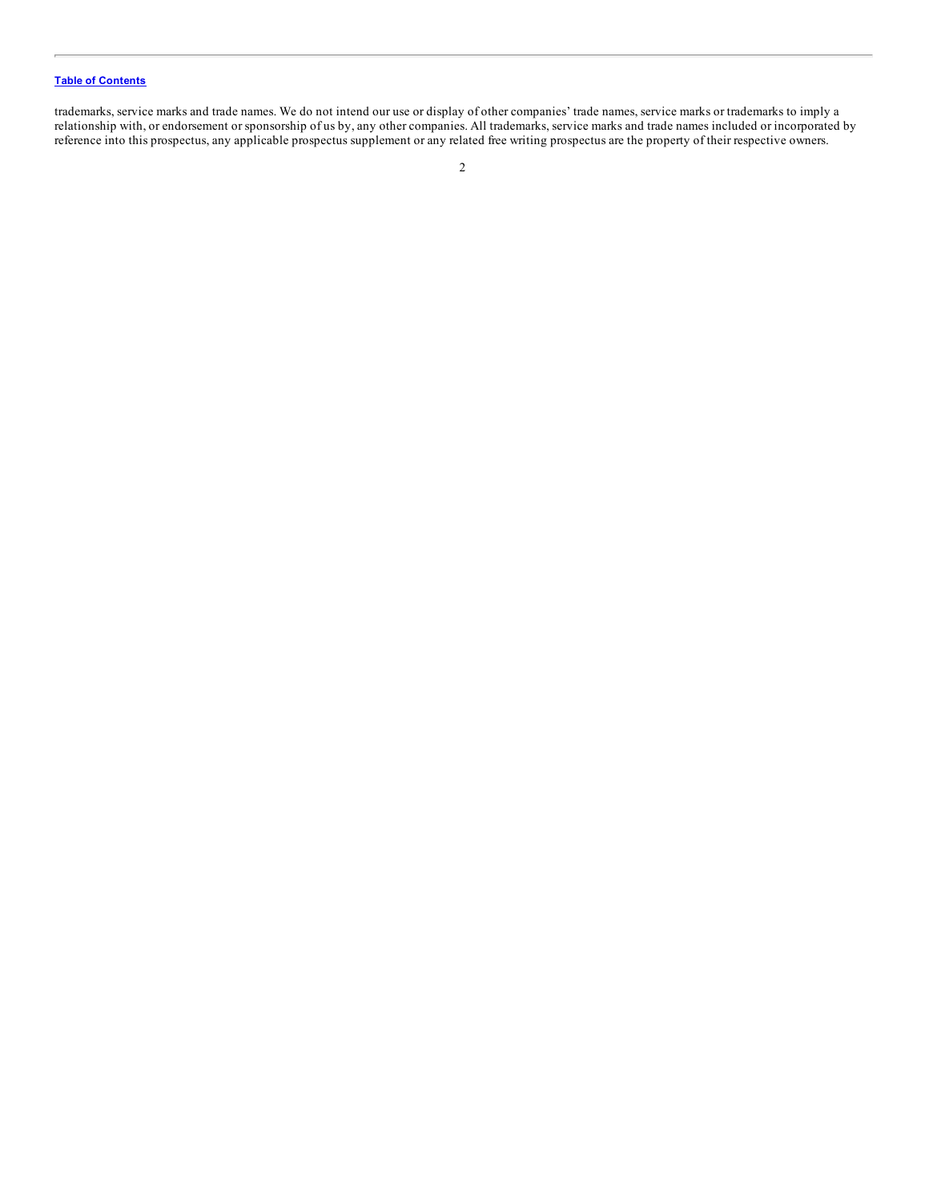trademarks, service marks and trade names. We do not intend our use or display of other companies' trade names, service marks or trademarks to imply a relationship with, or endorsement or sponsorship of us by, any other companies. All trademarks, service marks and trade names included or incorporated by reference into this prospectus, any applicable prospectus supplement or any related free writing prospectus are the property of their respective owners.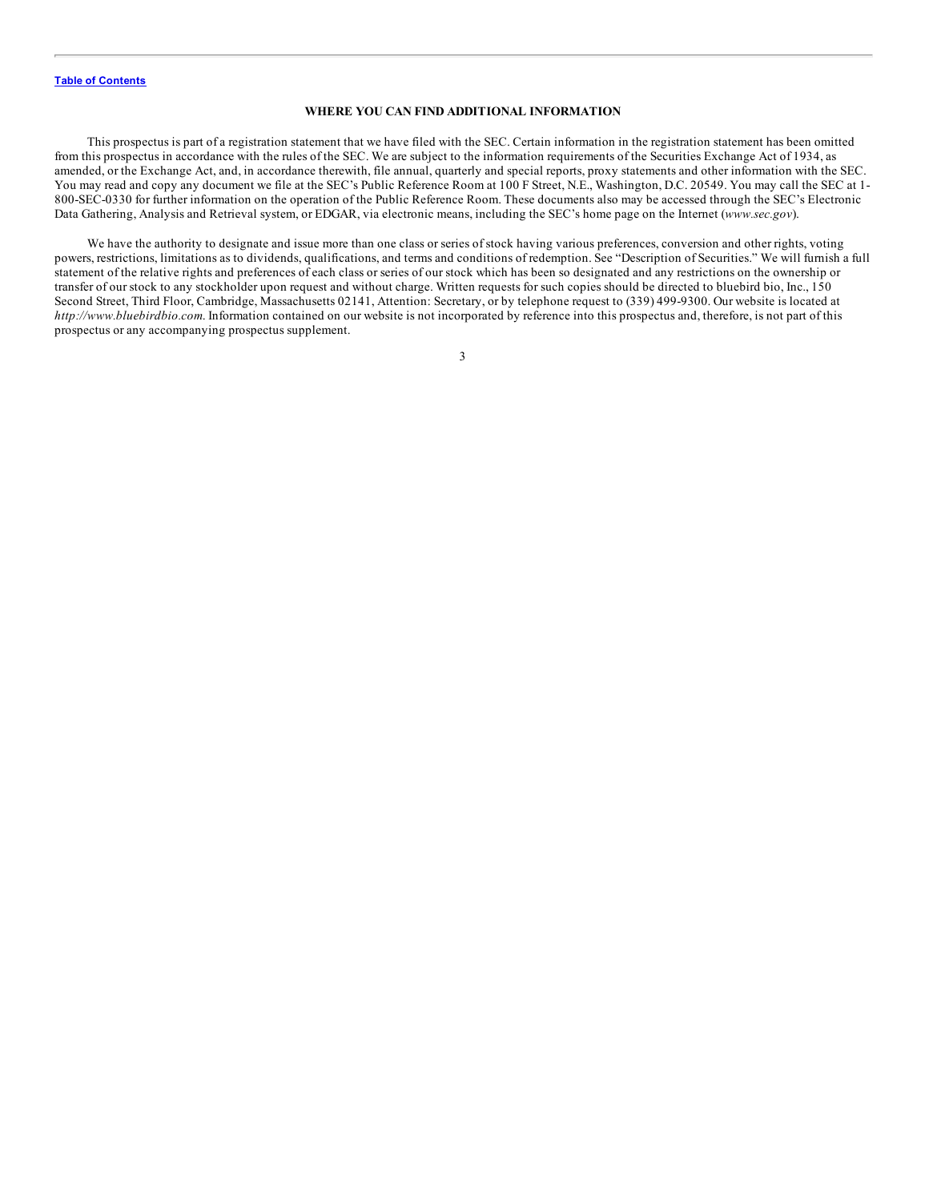## WHERE YOU CAN FIND ADDITIONAL INFORMATION

This prospectus is part of a registration statement that we have filed with the SEC. Certain information in the registration statement has been omitted from this prospectus in accordance with the rules of the SEC. We are subject to the information requirements of the Securities Exchange Act of 1934, as amended, or the Exchange Act, and, in accordance therewith, file annual, quarterly and special reports, proxy statements and other information with the SEC. You may read and copy any document we file at the SEC's Public Reference Room at 100 F Street, N.E., Washington, D.C. 20549. You may call the SEC at 1-800-SEC-0330 for further information on the operation of the Public Reference Room. These documents also may be accessed through the SEC's Electronic Data Gathering, Analysis and Retrieval system, or EDGAR, via electronic means, including the SEC's home page on the Internet (*www.sec.gov*).

We have the authority to designate and issue more than one class or series of stock having various preferences, conversion and other rights, voting powers, restrictions, limitations as to dividends, qualifications, and terms and conditions of redemption. See "Description of Securities." We will furnish a full statement of the relative rights and preferences of each class or series of our stock which has been so designated and any restrictions on the ownership or transfer of our stock to any stockholder upon request and without charge. Written requests for such copies should be directed to bluebird bio, Inc., 150 Second Street, Third Floor, Cambridge, Massachusetts 02141, Attention: Secretary, or by telephone request to (339) 499-9300. Our website is located at *http://www.bluebirdbio.com*. Information contained on our website is not incorporated by reference into this prospectus and, therefore, is not part of this prospectus or any accompanying prospectus supplement.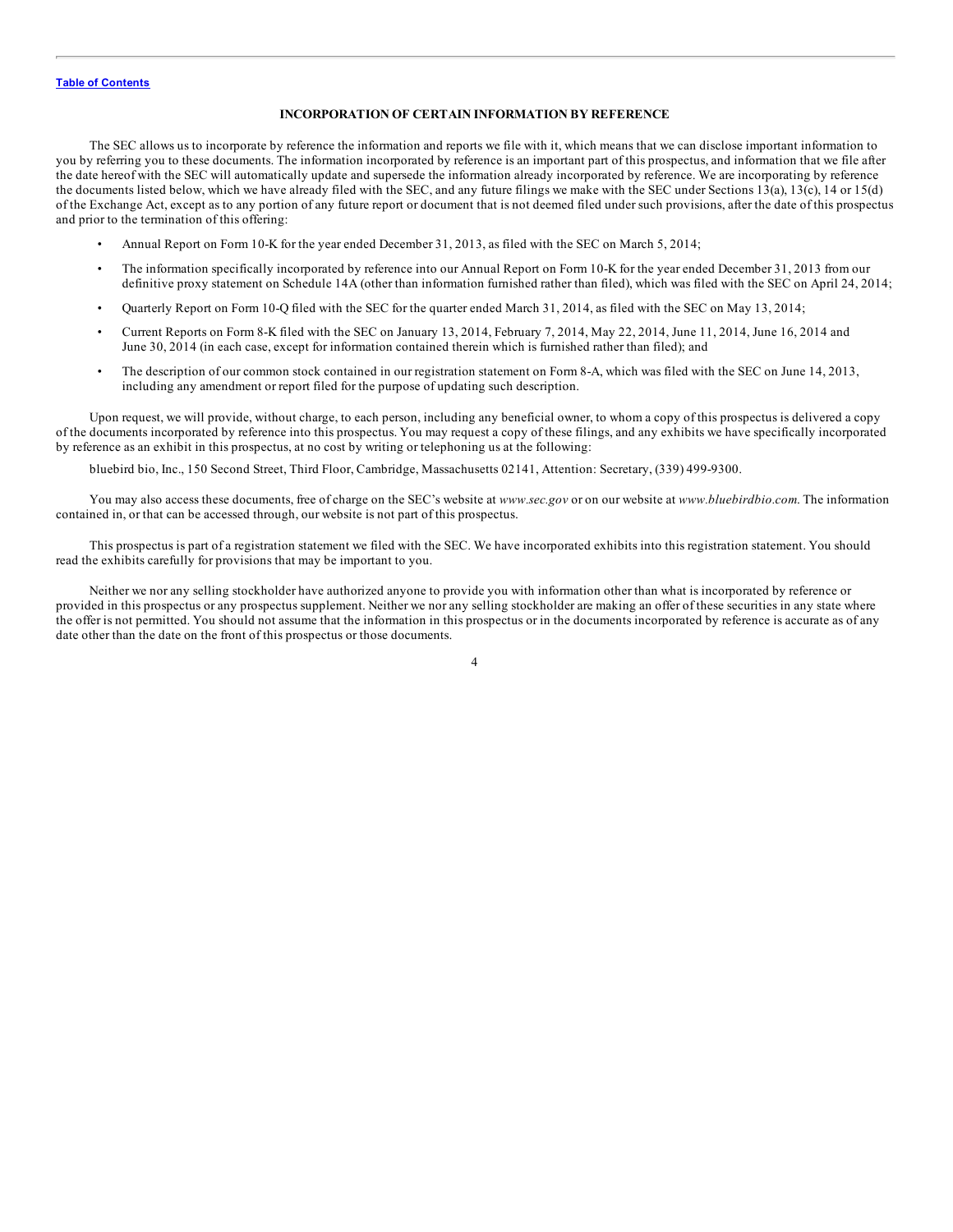## INCORPORATION OF CERTAIN INFORMATION BY REFERENCE

The SEC allows us to incorporate by reference the information and reports we file with it, which means that we can disclose important information to you by referring you to these documents. The information incorporated by reference is an important part of this prospectus, and information that we file after the date hereof with the SEC will automatically update and supersede the information already incorporated by reference. We are incorporating by reference the documents listed below, which we have already filed with the SEC, and any future filings we make with the SEC under Sections 13(a), 13(c), 14 or 15(d) of the Exchange Act, except as to any portion of any future report or document that is not deemed filed under such provisions, after the date of this prospectus and prior to the termination of this offering:

- Annual Report on Form 10-K for the year ended December 31, 2013, as filed with the SEC on March 5, 2014;
- The information specifically incorporated by reference into our Annual Report on Form 10-K for the year ended December 31, 2013 from our definitive proxy statement on Schedule 14A (other than information furnished rather than filed), which was filed with the SEC on April 24, 2014;
- Quarterly Report on Form 10-Q filed with the SEC for the quarter ended March 31, 2014, as filed with the SEC on May 13, 2014;
- Current Reports on Form 8-K filed with the SEC on January 13, 2014, February 7, 2014, May 22, 2014, June 11, 2014, June 16, 2014 and June 30, 2014 (in each case, except for information contained therein which is furnished rather than filed); and
- The description of our common stock contained in our registration statement on Form 8-A, which was filed with the SEC on June 14, 2013, including any amendment or report filed for the purpose of updating such description.

Upon request, we will provide, without charge, to each person, including any beneficial owner, to whom a copy of this prospectus is delivered a copy of the documents incorporated by reference into this prospectus. You may request a copy of these filings, and any exhibits we have specifically incorporated by reference as an exhibit in this prospectus, at no cost by writing or telephoning us at the following:

bluebird bio, Inc., 150 Second Street, Third Floor, Cambridge, Massachusetts 02141, Attention: Secretary, (339) 499-9300.

You may also access these documents, free of charge on the SEC's website at *www.sec.gov* or on our website at *www.bluebirdbio.com*. The information contained in, or that can be accessed through, our website is not part of this prospectus.

This prospectus is part of a registration statement we filed with the SEC. We have incorporated exhibits into this registration statement. You should read the exhibits carefully for provisions that may be important to you.

Neither we nor any selling stockholder have authorized anyone to provide you with information other than what is incorporated by reference or provided in this prospectus or any prospectus supplement. Neither we nor any selling stockholder are making an offer of these securities in any state where the offer is not permitted. You should not assume that the information in this prospectus or in the documents incorporated by reference is accurate as of any date other than the date on the front of this prospectus or those documents.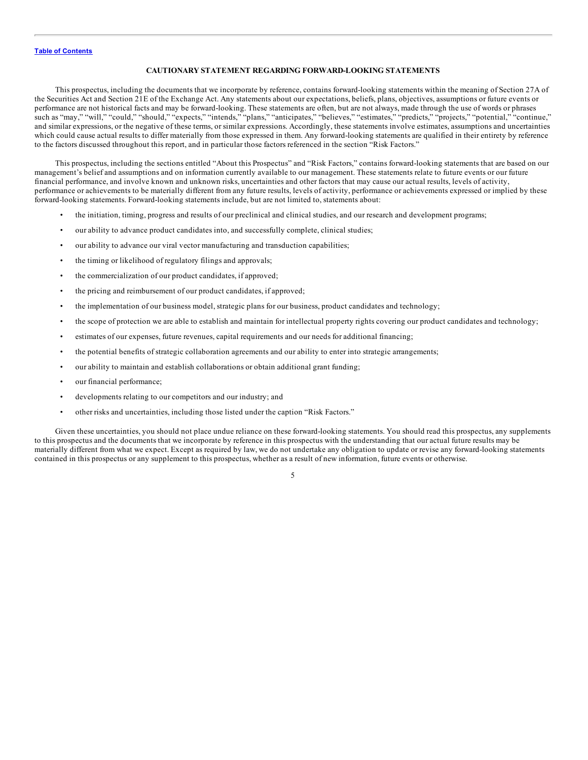[Table of Contents]

## CAUTIONARY STATEMENT REGARDING FORWARD-LOOKING STATEMENTS

This prospectus, including the documents that we incorporate by reference, contains forward-looking statements within the meaning of Section 27A of the Securities Act and Section 21E of the Exchange Act. Any statements about our expectations, beliefs, plans, objectives, assumptions or future events or performance are not historical facts and may be forward-looking. These statements are often, but are not always, made through the use of words or phrases such as "may," "will," "could," "should," "expects," "intends," "plans," "anticipates," "believes," "estimates," "predicts," "projects," "potential," "continue," and similar expressions, or the negative of these terms, or similar expressions. Accordingly, these statements involve estimates, assumptions and uncertainties which could cause actual results to differ materially from those expressed in them. Any forward-looking statements are qualified in their entirety by reference to the factors discussed throughout this report, and in particular those factors referenced in the section "Risk Factors."

This prospectus, including the sections entitled "About this Prospectus" and "Risk Factors," contains forward-looking statements that are based on our management's belief and assumptions and on information currently available to our management. These statements relate to future events or our future financial performance, and involve known and unknown risks, uncertainties and other factors that may cause our actual results, levels of activity, performance or achievements to be materially different from any future results, levels of activity, performance or achievements expressed or implied by these forward-looking statements. Forward-looking statements include, but are not limited to, statements about:

- the initiation, timing, progress and results of our preclinical and clinical studies, and our research and development programs;
- our ability to advance product candidates into, and successfully complete, clinical studies;
- our ability to advance our viral vector manufacturing and transduction capabilities;
- the timing or likelihood of regulatory filings and approvals;
- the commercialization of our product candidates, if approved;
- the pricing and reimbursement of our product candidates, if approved;
- the implementation of our business model, strategic plans for our business, product candidates and technology;
- the scope of protection we are able to establish and maintain for intellectual property rights covering our product candidates and technology;
- estimates of our expenses, future revenues, capital requirements and our needs for additional financing;
- the potential benefits of strategic collaboration agreements and our ability to enter into strategic arrangements;
- our ability to maintain and establish collaborations or obtain additional grant funding;
- our financial performance;
- developments relating to our competitors and our industry; and
- other risks and uncertainties, including those listed under the caption "Risk Factors."

Given these uncertainties, you should not place undue reliance on these forward-looking statements. You should read this prospectus, any supplements to this prospectus and the documents that we incorporate by reference in this prospectus with the understanding that our actual future results may be materially different from what we expect. Except as required by law, we do not undertake any obligation to update or revise any forward-looking statements contained in this prospectus or any supplement to this prospectus, whether as a result of new information, future events or otherwise.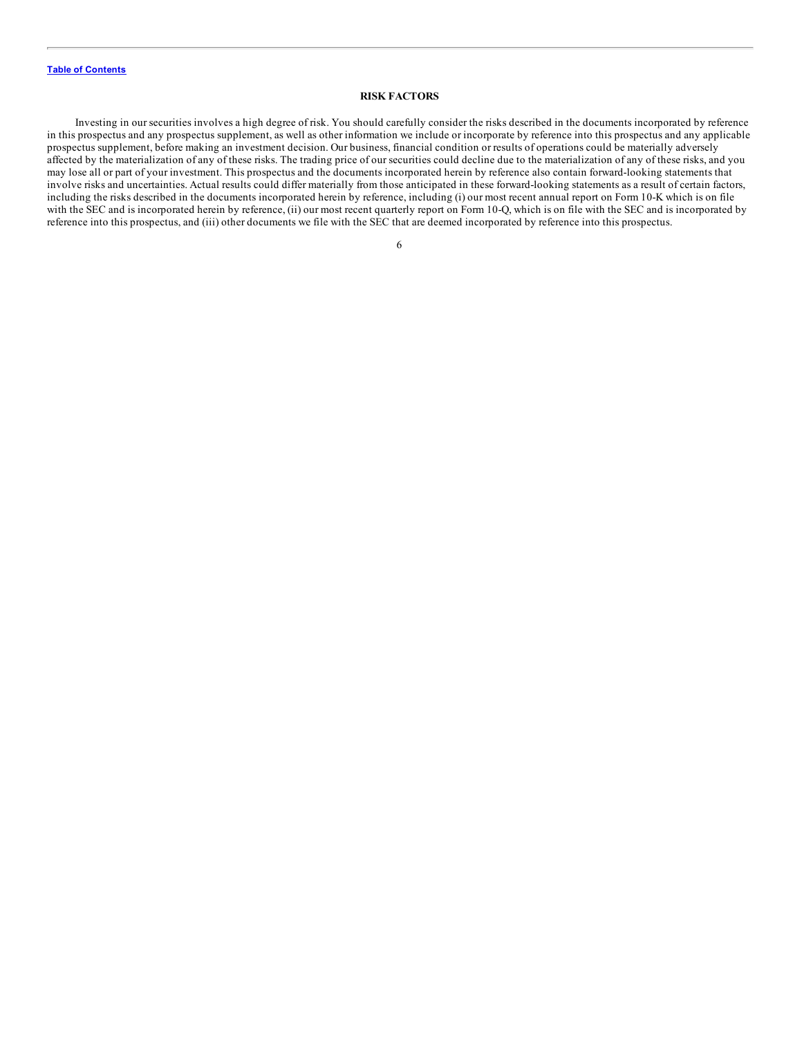## RISK FACTORS

Investing in our securities involves a high degree of risk. You should carefully consider the risks described in the documents incorporated by reference in this prospectus and any prospectus supplement, as well as other information we include or incorporate by reference into this prospectus and any applicable prospectus supplement, before making an investment decision. Our business, financial condition or results of operations could be materially adversely affected by the materialization of any of these risks. The trading price of our securities could decline due to the materialization of any of these risks, and you may lose all or part of your investment. This prospectus and the documents incorporated herein by reference also contain forward-looking statements that involve risks and uncertainties. Actual results could differ materially from those anticipated in these forward-looking statements as a result of certain factors, including the risks described in the documents incorporated herein by reference, including (i) our most recent annual report on Form 10-K which is on file with the SEC and is incorporated herein by reference, (ii) our most recent quarterly report on Form 10-Q, which is on file with the SEC and is incorporated by reference into this prospectus, and (iii) other documents we file with the SEC that are deemed incorporated by reference into this prospectus.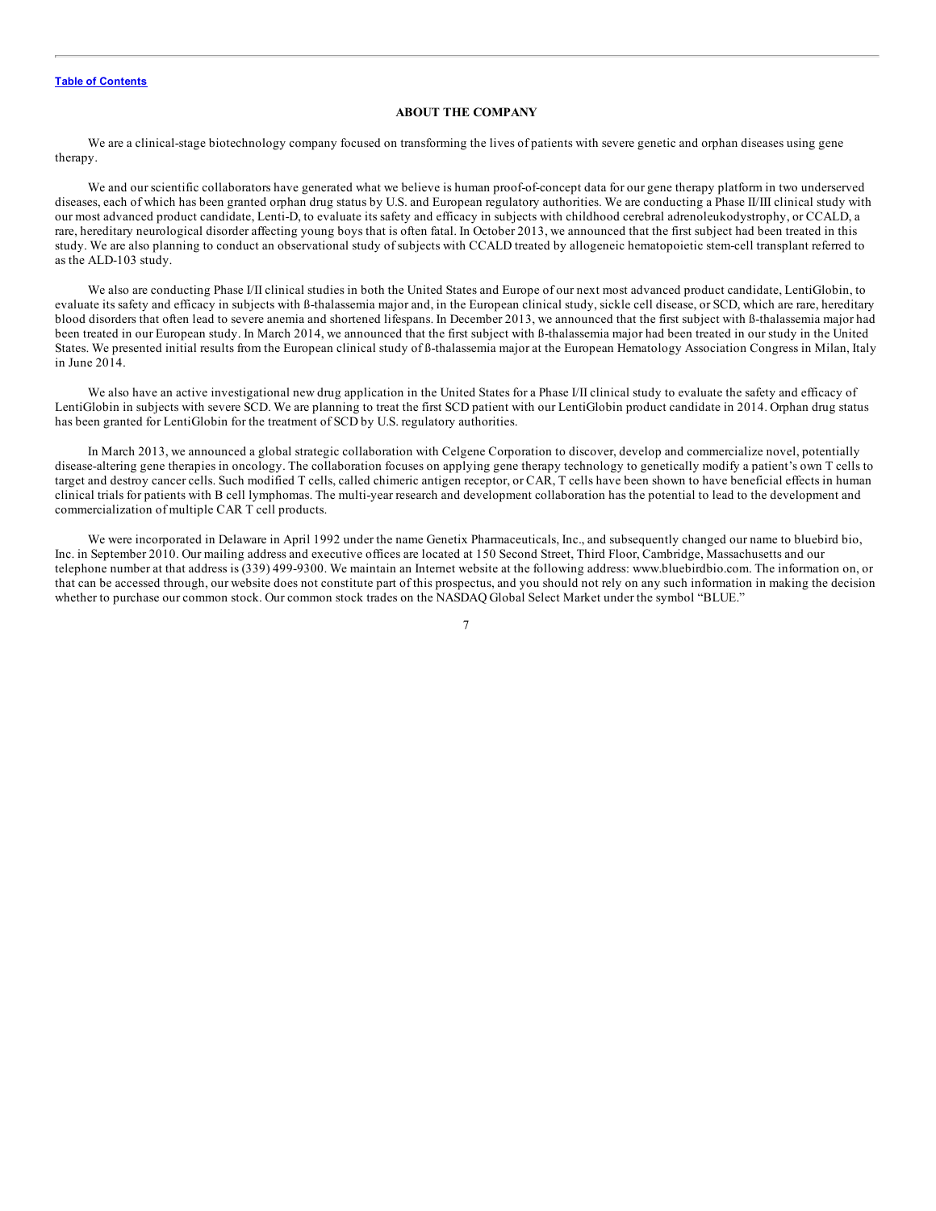## ABOUT THE COMPANY

We are a clinical-stage biotechnology company focused on transforming the lives of patients with severe genetic and orphan diseases using gene therapy.

We and our scientific collaborators have generated what we believe is human proof-of-concept data for our gene therapy platform in two underserved diseases, each of which has been granted orphan drug status by U.S. and European regulatory authorities. We are conducting a Phase II/III clinical study with our most advanced product candidate, Lenti-D, to evaluate its safety and efficacy in subjects with childhood cerebral adrenoleukodystrophy, or CCALD, a rare, hereditary neurological disorder affecting young boys that is often fatal. In October 2013, we announced that the first subject had been treated in this study. We are also planning to conduct an observational study of subjects with CCALD treated by allogeneic hematopoietic stem-cell transplant referred to as the ALD-103 study.

We also are conducting Phase I/II clinical studies in both the United States and Europe of our next most advanced product candidate, LentiGlobin, to evaluate its safety and efficacy in subjects with ß-thalassemia major and, in the European clinical study, sickle cell disease, or SCD, which are rare, hereditary blood disorders that often lead to severe anemia and shortened lifespans. In December 2013, we announced that the first subject with ß-thalassemia major had been treated in our European study. In March 2014, we announced that the first subject with ß-thalassemia major had been treated in our study in the United States. We presented initial results from the European clinical study of ß-thalassemia major at the European Hematology Association Congress in Milan, Italy in June 2014.

We also have an active investigational new drug application in the United States for a Phase I/II clinical study to evaluate the safety and efficacy of LentiGlobin in subjects with severe SCD. We are planning to treat the first SCD patient with our LentiGlobin product candidate in 2014. Orphan drug status has been granted for LentiGlobin for the treatment of SCD by U.S. regulatory authorities.

In March 2013, we announced a global strategic collaboration with Celgene Corporation to discover, develop and commercialize novel, potentially disease-altering gene therapies in oncology. The collaboration focuses on applying gene therapy technology to genetically modify a patient's own T cells to target and destroy cancer cells. Such modified T cells, called chimeric antigen receptor, or CAR, T cells have been shown to have beneficial effects in human clinical trials for patients with B cell lymphomas. The multi-year research and development collaboration has the potential to lead to the development and commercialization of multiple CAR T cell products.

We were incorporated in Delaware in April 1992 under the name Genetix Pharmaceuticals, Inc., and subsequently changed our name to bluebird bio, Inc. in September 2010. Our mailing address and executive offices are located at 150 Second Street, Third Floor, Cambridge, Massachusetts and our telephone number at that address is (339) 499-9300. We maintain an Internet website at the following address: www.bluebirdbio.com. The information on, or that can be accessed through, our website does not constitute part of this prospectus, and you should not rely on any such information in making the decision whether to purchase our common stock. Our common stock trades on the NASDAQ Global Select Market under the symbol "BLUE."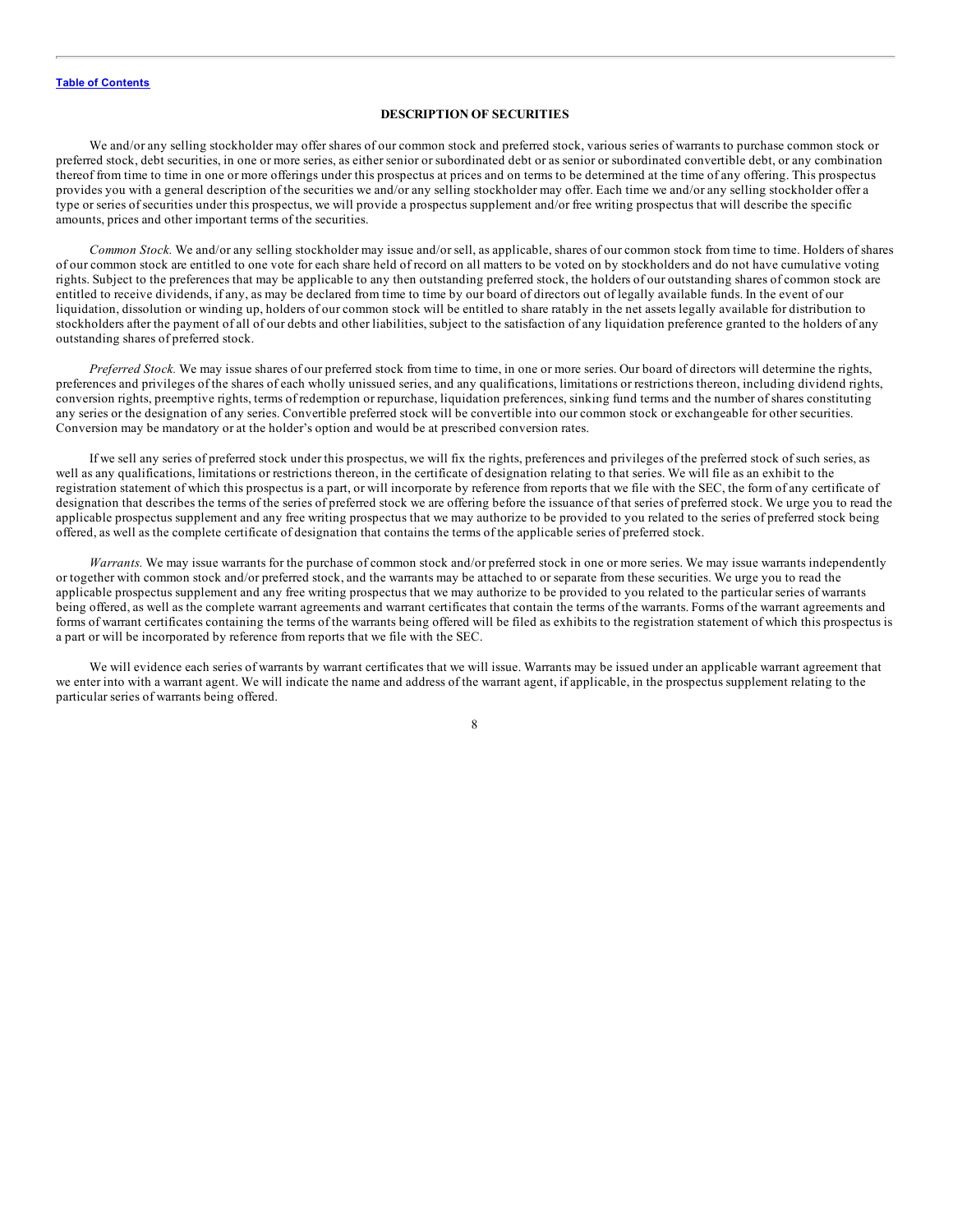## DESCRIPTION OF SECURITIES

We and/or any selling stockholder may offer shares of our common stock and preferred stock, various series of warrants to purchase common stock or preferred stock, debt securities, in one or more series, as either senior or subordinated debt or as senior or subordinated convertible debt, or any combination thereof from time to time in one or more offerings under this prospectus at prices and on terms to be determined at the time of any offering. This prospectus provides you with a general description of the securities we and/or any selling stockholder may offer. Each time we and/or any selling stockholder offer a type or series of securities under this prospectus, we will provide a prospectus supplement and/or free writing prospectus that will describe the specific amounts, prices and other important terms of the securities.

*Common Stock.* We and/or any selling stockholder may issue and/or sell, as applicable, shares of our common stock from time to time. Holders of shares of our common stock are entitled to one vote for each share held of record on all matters to be voted on by stockholders and do not have cumulative voting rights. Subject to the preferences that may be applicable to any then outstanding preferred stock, the holders of our outstanding shares of common stock are entitled to receive dividends, if any, as may be declared from time to time by our board of directors out of legally available funds. In the event of our liquidation, dissolution or winding up, holders of our common stock will be entitled to share ratably in the net assets legally available for distribution to stockholders after the payment of all of our debts and other liabilities, subject to the satisfaction of any liquidation preference granted to the holders of any outstanding shares of preferred stock.

*Preferred Stock.* We may issue shares of our preferred stock from time to time, in one or more series. Our board of directors will determine the rights, preferences and privileges of the shares of each wholly unissued series, and any qualifications, limitations or restrictions thereon, including dividend rights, conversion rights, preemptive rights, terms of redemption or repurchase, liquidation preferences, sinking fund terms and the number of shares constituting any series or the designation of any series. Convertible preferred stock will be convertible into our common stock or exchangeable for other securities. Conversion may be mandatory or at the holder's option and would be at prescribed conversion rates.

If we sell any series of preferred stock under this prospectus, we will fix the rights, preferences and privileges of the preferred stock of such series, as well as any qualifications, limitations or restrictions thereon, in the certificate of designation relating to that series. We will file as an exhibit to the registration statement of which this prospectus is a part, or will incorporate by reference from reports that we file with the SEC, the form of any certificate of designation that describes the terms of the series of preferred stock we are offering before the issuance of that series of preferred stock. We urge you to read the applicable prospectus supplement and any free writing prospectus that we may authorize to be provided to you related to the series of preferred stock being offered, as well as the complete certificate of designation that contains the terms of the applicable series of preferred stock.

*Warrants.* We may issue warrants for the purchase of common stock and/or preferred stock in one or more series. We may issue warrants independently or together with common stock and/or preferred stock, and the warrants may be attached to or separate from these securities. We urge you to read the applicable prospectus supplement and any free writing prospectus that we may authorize to be provided to you related to the particular series of warrants being offered, as well as the complete warrant agreements and warrant certificates that contain the terms of the warrants. Forms of the warrant agreements and forms of warrant certificates containing the terms of the warrants being offered will be filed as exhibits to the registration statement of which this prospectus is a part or will be incorporated by reference from reports that we file with the SEC.

We will evidence each series of warrants by warrant certificates that we will issue. Warrants may be issued under an applicable warrant agreement that we enter into with a warrant agent. We will indicate the name and address of the warrant agent, if applicable, in the prospectus supplement relating to the particular series of warrants being offered.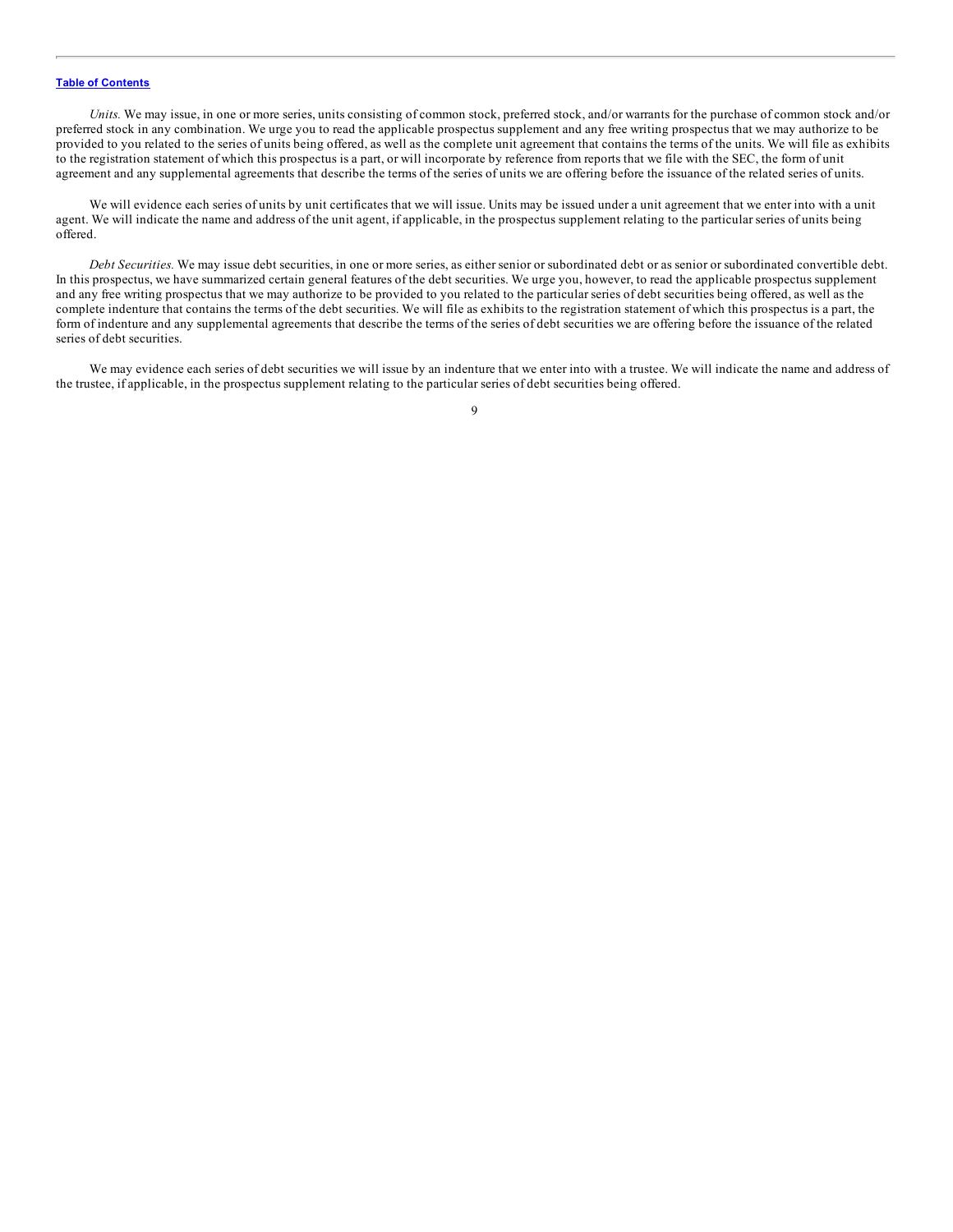*Units.* We may issue, in one or more series, units consisting of common stock, preferred stock, and/or warrants for the purchase of common stock and/or preferred stock in any combination. We urge you to read the applicable prospectus supplement and any free writing prospectus that we may authorize to be provided to you related to the series of units being offered, as well as the complete unit agreement that contains the terms of the units. We will file as exhibits to the registration statement of which this prospectus is a part, or will incorporate by reference from reports that we file with the SEC, the form of unit agreement and any supplemental agreements that describe the terms of the series of units we are offering before the issuance of the related series of units.

We will evidence each series of units by unit certificates that we will issue. Units may be issued under a unit agreement that we enter into with a unit agent. We will indicate the name and address of the unit agent, if applicable, in the prospectus supplement relating to the particular series of units being offered.

*Debt Securities.* We may issue debt securities, in one or more series, as either senior or subordinated debt or as senior or subordinated convertible debt. In this prospectus, we have summarized certain general features of the debt securities. We urge you, however, to read the applicable prospectus supplement and any free writing prospectus that we may authorize to be provided to you related to the particular series of debt securities being offered, as well as the complete indenture that contains the terms of the debt securities. We will file as exhibits to the registration statement of which this prospectus is a part, the form of indenture and any supplemental agreements that describe the terms of the series of debt securities we are offering before the issuance of the related series of debt securities.

We may evidence each series of debt securities we will issue by an indenture that we enter into with a trustee. We will indicate the name and address of the trustee, if applicable, in the prospectus supplement relating to the particular series of debt securities being offered.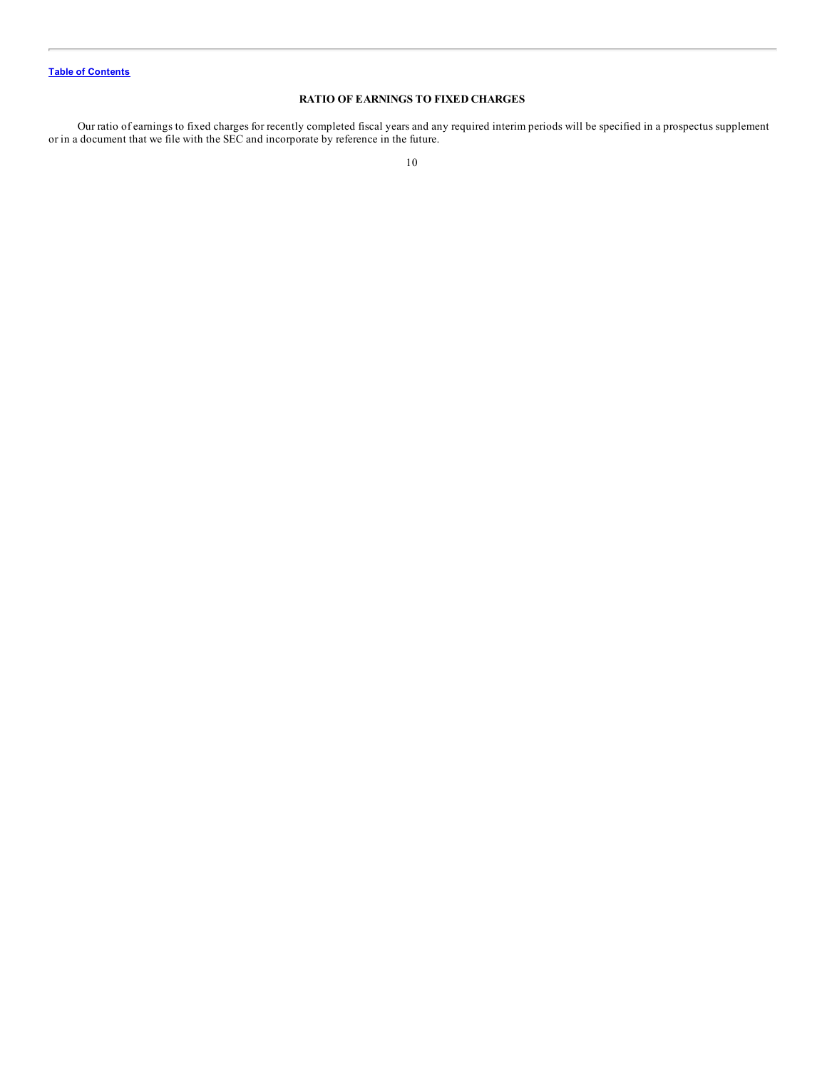## RATIO OF EARNINGS TO FIXED CHARGES

Our ratio of earnings to fixed charges for recently completed fiscal years and any required interim periods will be specified in a prospectus supplement or in a document that we file with the SEC and incorporate by reference in the future.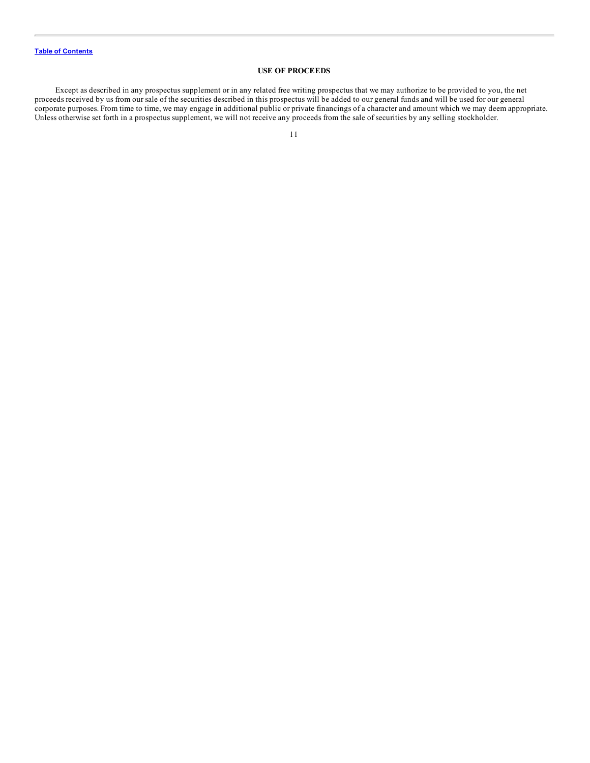## USE OF PROCEEDS

Except as described in any prospectus supplement or in any related free writing prospectus that we may authorize to be provided to you, the net proceeds received by us from our sale of the securities described in this prospectus will be added to our general funds and will be used for our general corporate purposes. From time to time, we may engage in additional public or private financings of a character and amount which we may deem appropriate. Unless otherwise set forth in a prospectus supplement, we will not receive any proceeds from the sale of securities by any selling stockholder.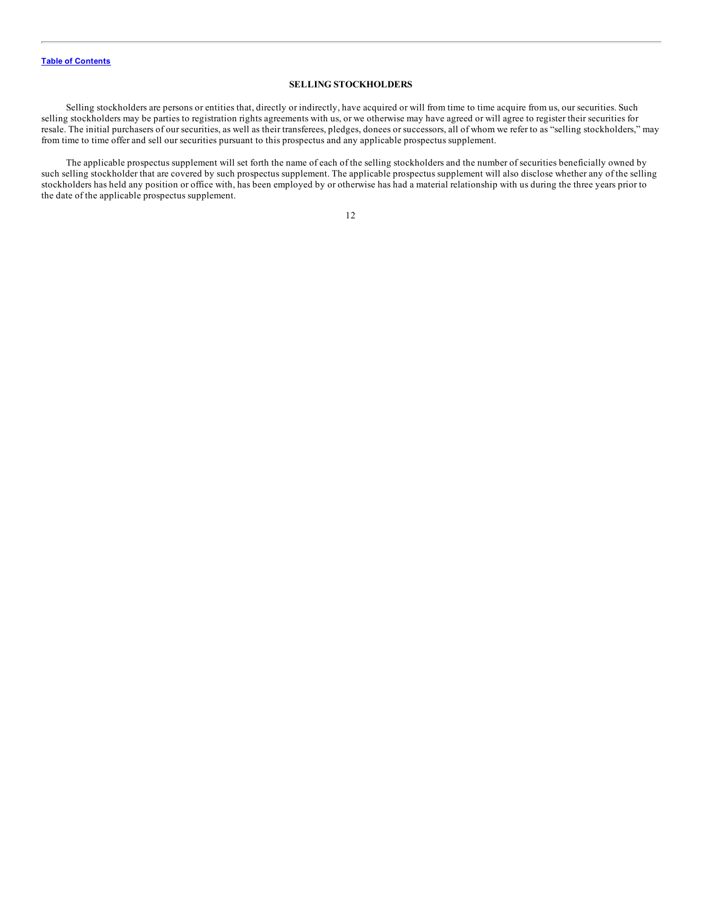## SELLING STOCKHOLDERS

Selling stockholders are persons or entities that, directly or indirectly, have acquired or will from time to time acquire from us, our securities. Such selling stockholders may be parties to registration rights agreements with us, or we otherwise may have agreed or will agree to register their securities for resale. The initial purchasers of our securities, as well as their transferees, pledges, donees or successors, all of whom we refer to as "selling stockholders," may from time to time offer and sell our securities pursuant to this prospectus and any applicable prospectus supplement.

The applicable prospectus supplement will set forth the name of each of the selling stockholders and the number of securities beneficially owned by such selling stockholder that are covered by such prospectus supplement. The applicable prospectus supplement will also disclose whether any of the selling stockholders has held any position or office with, has been employed by or otherwise has had a material relationship with us during the three years prior to the date of the applicable prospectus supplement.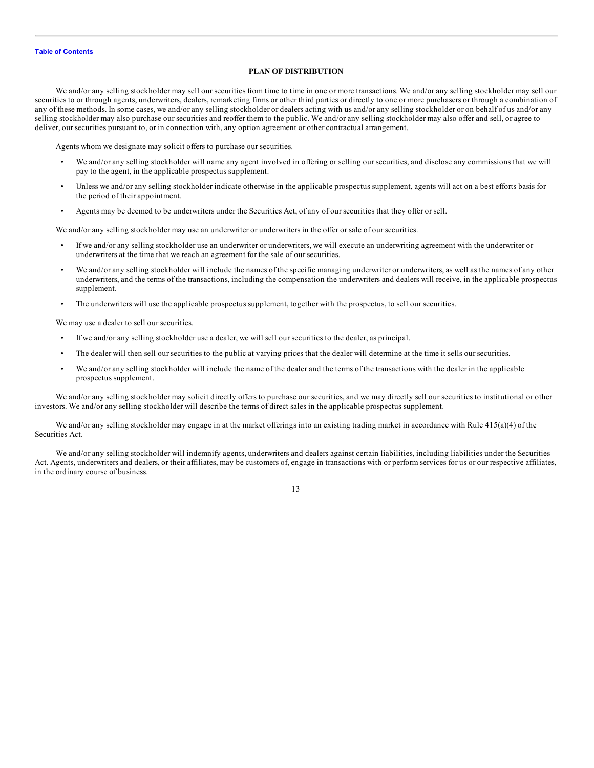## PLAN OF DISTRIBUTION

We and/or any selling stockholder may sell our securities from time to time in one or more transactions. We and/or any selling stockholder may sell our securities to or through agents, underwriters, dealers, remarketing firms or other third parties or directly to one or more purchasers or through a combination of any of these methods. In some cases, we and/or any selling stockholder or dealers acting with us and/or any selling stockholder or on behalf of us and/or any selling stockholder may also purchase our securities and reoffer them to the public. We and/or any selling stockholder may also offer and sell, or agree to deliver, our securities pursuant to, or in connection with, any option agreement or other contractual arrangement.

Agents whom we designate may solicit offers to purchase our securities.

- We and/or any selling stockholder will name any agent involved in offering or selling our securities, and disclose any commissions that we will pay to the agent, in the applicable prospectus supplement.
- Unless we and/or any selling stockholder indicate otherwise in the applicable prospectus supplement, agents will act on a best efforts basis for the period of their appointment.
- Agents may be deemed to be underwriters under the Securities Act, of any of our securities that they offer or sell.

We and/or any selling stockholder may use an underwriter or underwriters in the offer or sale of our securities.

- If we and/or any selling stockholder use an underwriter or underwriters, we will execute an underwriting agreement with the underwriter or underwriters at the time that we reach an agreement for the sale of our securities.
- We and/or any selling stockholder will include the names of the specific managing underwriter or underwriters, as well as the names of any other underwriters, and the terms of the transactions, including the compensation the underwriters and dealers will receive, in the applicable prospectus supplement.
- The underwriters will use the applicable prospectus supplement, together with the prospectus, to sell our securities.

We may use a dealer to sell our securities.

- If we and/or any selling stockholder use a dealer, we will sell our securities to the dealer, as principal.
- The dealer will then sell our securities to the public at varying prices that the dealer will determine at the time it sells our securities.
- We and/or any selling stockholder will include the name of the dealer and the terms of the transactions with the dealer in the applicable prospectus supplement.

We and/or any selling stockholder may solicit directly offers to purchase our securities, and we may directly sell our securities to institutional or other investors. We and/or any selling stockholder will describe the terms of direct sales in the applicable prospectus supplement.

We and/or any selling stockholder may engage in at the market offerings into an existing trading market in accordance with Rule 415(a)(4) of the Securities Act.

We and/or any selling stockholder will indemnify agents, underwriters and dealers against certain liabilities, including liabilities under the Securities Act. Agents, underwriters and dealers, or their affiliates, may be customers of, engage in transactions with or perform services for us or our respective affiliates, in the ordinary course of business.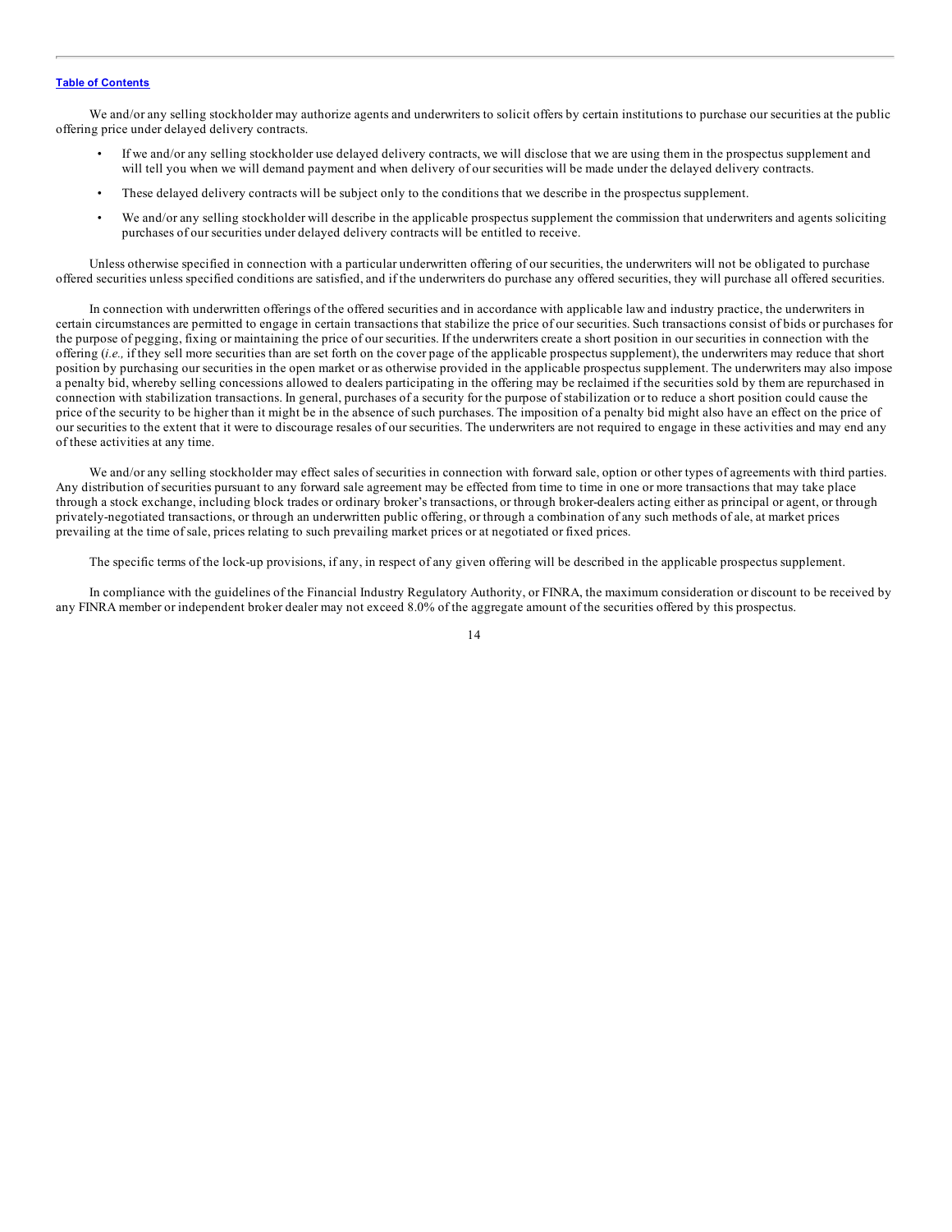We and/or any selling stockholder may authorize agents and underwriters to solicit offers by certain institutions to purchase our securities at the public offering price under delayed delivery contracts.

- If we and/or any selling stockholder use delayed delivery contracts, we will disclose that we are using them in the prospectus supplement and will tell you when we will demand payment and when delivery of our securities will be made under the delayed delivery contracts.
- These delayed delivery contracts will be subject only to the conditions that we describe in the prospectus supplement.
- We and/or any selling stockholder will describe in the applicable prospectus supplement the commission that underwriters and agents soliciting purchases of our securities under delayed delivery contracts will be entitled to receive.

Unless otherwise specified in connection with a particular underwritten offering of our securities, the underwriters will not be obligated to purchase offered securities unless specified conditions are satisfied, and if the underwriters do purchase any offered securities, they will purchase all offered securities.

In connection with underwritten offerings of the offered securities and in accordance with applicable law and industry practice, the underwriters in certain circumstances are permitted to engage in certain transactions that stabilize the price of our securities. Such transactions consist of bids or purchases for the purpose of pegging, fixing or maintaining the price of our securities. If the underwriters create a short position in our securities in connection with the offering (*i.e.,* if they sell more securities than are set forth on the cover page of the applicable prospectus supplement), the underwriters may reduce that short position by purchasing our securities in the open market or as otherwise provided in the applicable prospectus supplement. The underwriters may also impose a penalty bid, whereby selling concessions allowed to dealers participating in the offering may be reclaimed if the securities sold by them are repurchased in connection with stabilization transactions. In general, purchases of a security for the purpose of stabilization or to reduce a short position could cause the price of the security to be higher than it might be in the absence of such purchases. The imposition of a penalty bid might also have an effect on the price of our securities to the extent that it were to discourage resales of our securities. The underwriters are not required to engage in these activities and may end any of these activities at any time.

We and/or any selling stockholder may effect sales of securities in connection with forward sale, option or other types of agreements with third parties. Any distribution of securities pursuant to any forward sale agreement may be effected from time to time in one or more transactions that may take place through a stock exchange, including block trades or ordinary broker's transactions, or through broker-dealers acting either as principal or agent, or through privately-negotiated transactions, or through an underwritten public offering, or through a combination of any such methods of ale, at market prices prevailing at the time of sale, prices relating to such prevailing market prices or at negotiated or fixed prices.

The specific terms of the lock-up provisions, if any, in respect of any given offering will be described in the applicable prospectus supplement.

In compliance with the guidelines of the Financial Industry Regulatory Authority, or FINRA, the maximum consideration or discount to be received by any FINRA member or independent broker dealer may not exceed 8.0% of the aggregate amount of the securities offered by this prospectus.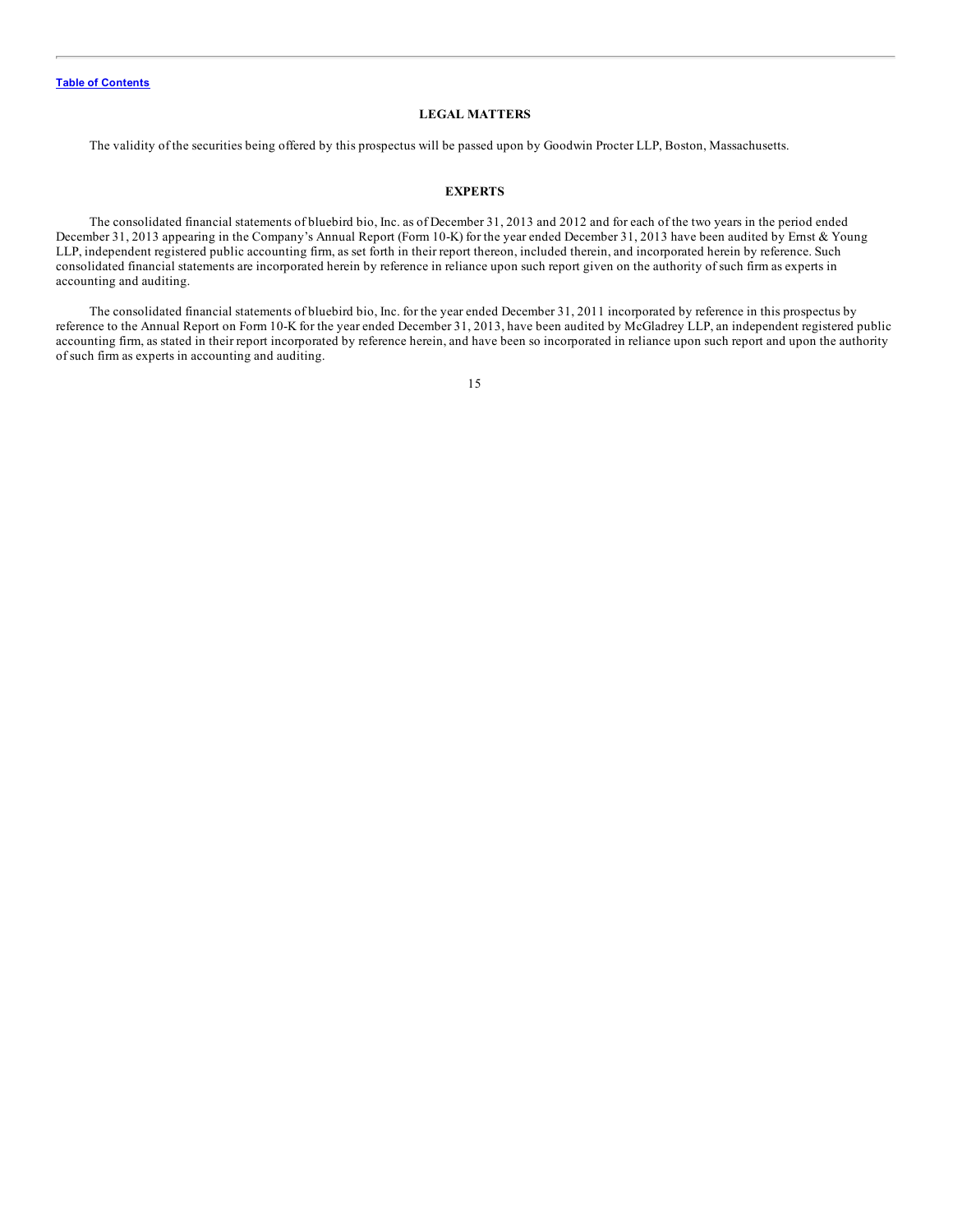## LEGAL MATTERS

The validity of the securities being offered by this prospectus will be passed upon by Goodwin Procter LLP, Boston, Massachusetts.

## EXPERTS

The consolidated financial statements of bluebird bio, Inc. as of December 31, 2013 and 2012 and for each of the two years in the period ended December 31, 2013 appearing in the Company's Annual Report (Form 10-K) for the year ended December 31, 2013 have been audited by Ernst & Young LLP, independent registered public accounting firm, as set forth in their report thereon, included therein, and incorporated herein by reference. Such consolidated financial statements are incorporated herein by reference in reliance upon such report given on the authority of such firm as experts in accounting and auditing.

The consolidated financial statements of bluebird bio, Inc. for the year ended December 31, 2011 incorporated by reference in this prospectus by reference to the Annual Report on Form 10-K for the year ended December 31, 2013, have been audited by McGladrey LLP, an independent registered public accounting firm, as stated in their report incorporated by reference herein, and have been so incorporated in reliance upon such report and upon the authority of such firm as experts in accounting and auditing.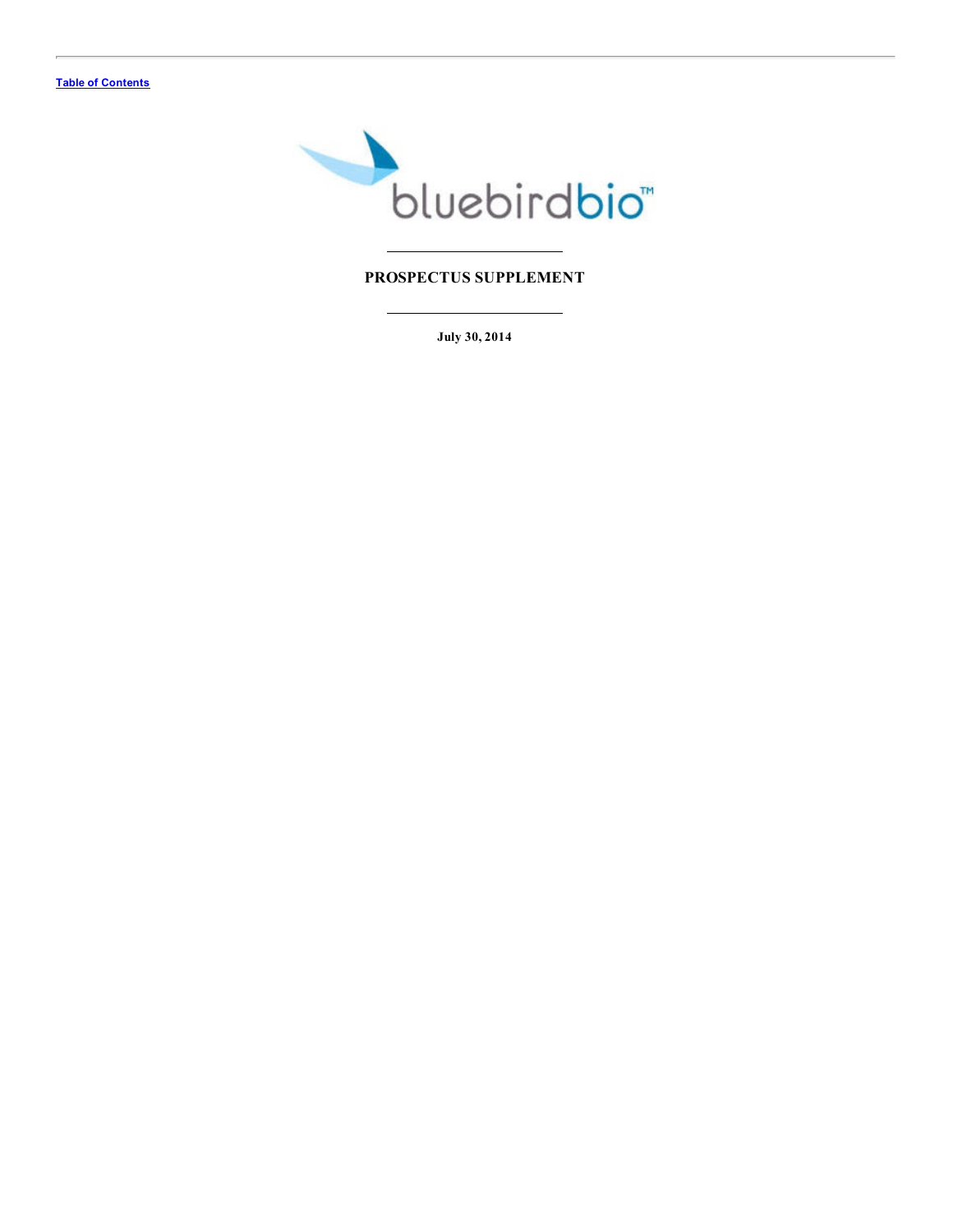[Table of Contents]

bluebirdbio™

**PROSPECTUS SUPPLEMENT**

**July 30, 2014**